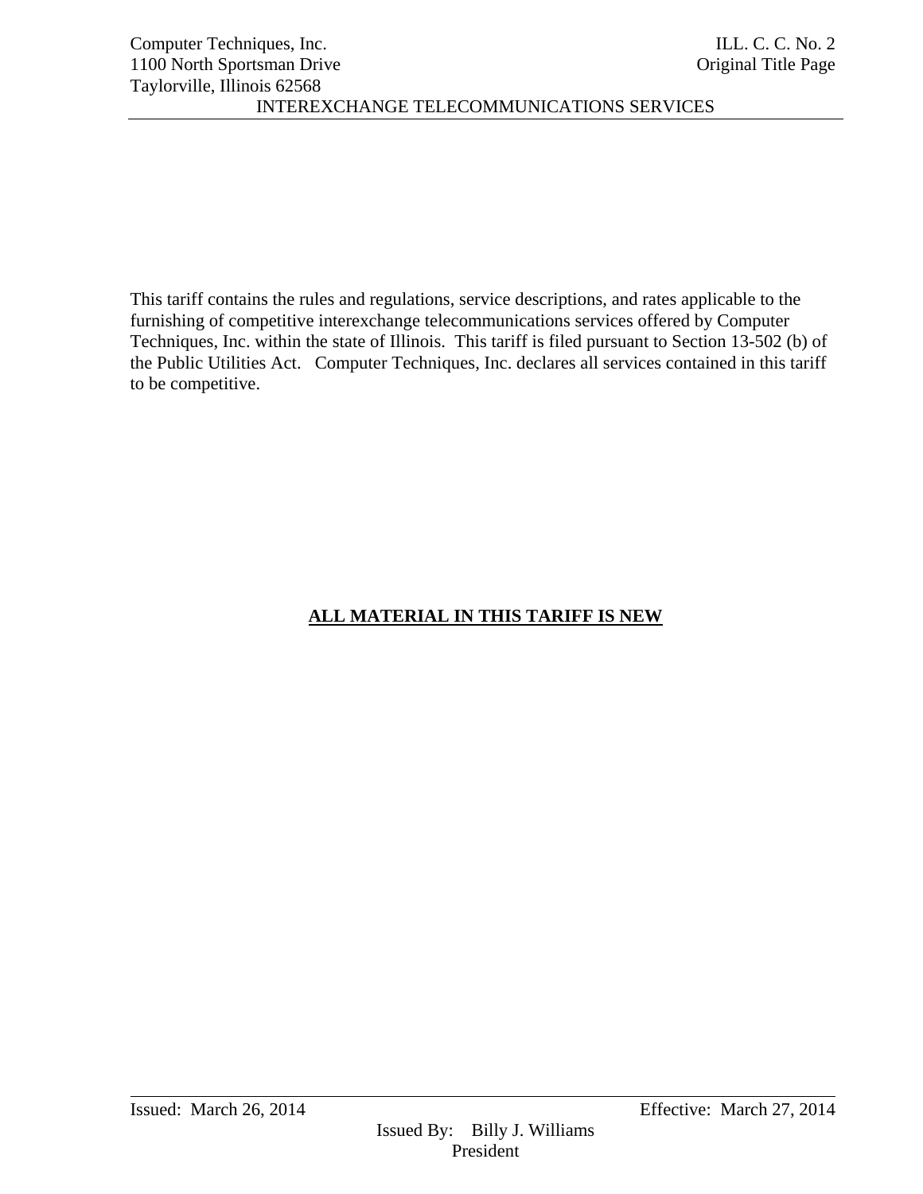This tariff contains the rules and regulations, service descriptions, and rates applicable to the furnishing of competitive interexchange telecommunications services offered by Computer Techniques, Inc. within the state of Illinois. This tariff is filed pursuant to Section 13-502 (b) of the Public Utilities Act. Computer Techniques, Inc. declares all services contained in this tariff to be competitive.

**ALL MATERIAL IN THIS TARIFF IS NEW**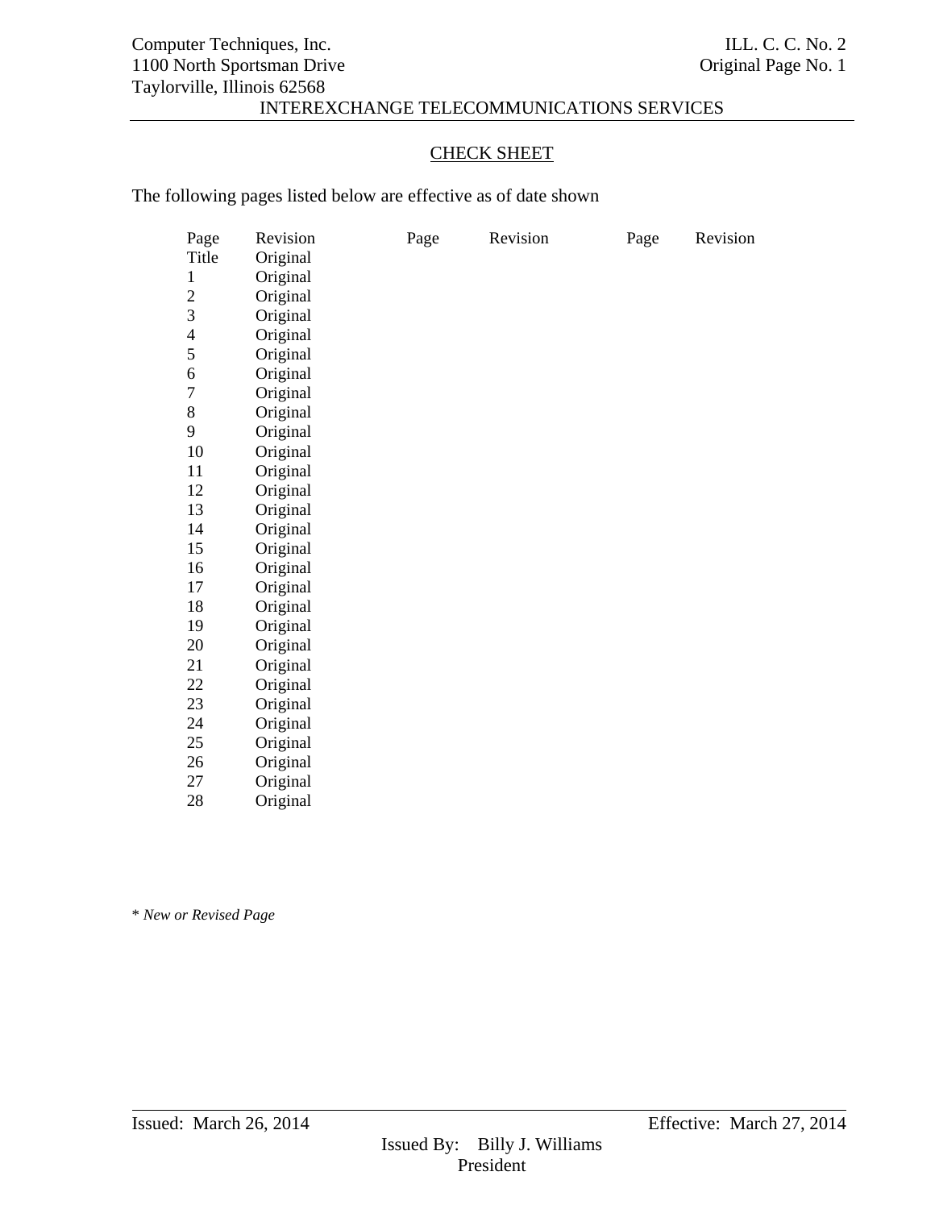Computer Techniques, Inc.
1100 North Sportsman Drive
Taylorville, Illinois 62568

ILL. C. C. No. 2
Original Page No. 1

INTEREXCHANGE TELECOMMUNICATIONS SERVICES

## CHECK SHEET

The following pages listed below are effective as of date shown

| Page | Revision | Page | Revision | Page | Revision |
|---|---|---|---|---|---|
| Title | Original | | | | |
| 1 | Original | | | | |
| 2 | Original | | | | |
| 3 | Original | | | | |
| 4 | Original | | | | |
| 5 | Original | | | | |
| 6 | Original | | | | |
| 7 | Original | | | | |
| 8 | Original | | | | |
| 9 | Original | | | | |
| 10 | Original | | | | |
| 11 | Original | | | | |
| 12 | Original | | | | |
| 13 | Original | | | | |
| 14 | Original | | | | |
| 15 | Original | | | | |
| 16 | Original | | | | |
| 17 | Original | | | | |
| 18 | Original | | | | |
| 19 | Original | | | | |
| 20 | Original | | | | |
| 21 | Original | | | | |
| 22 | Original | | | | |
| 23 | Original | | | | |
| 24 | Original | | | | |
| 25 | Original | | | | |
| 26 | Original | | | | |
| 27 | Original | | | | |
| 28 | Original | | | | |

\* *New or Revised Page*

Issued: March 26, 2014

Effective: March 27, 2014

Issued By: Billy J. Williams
President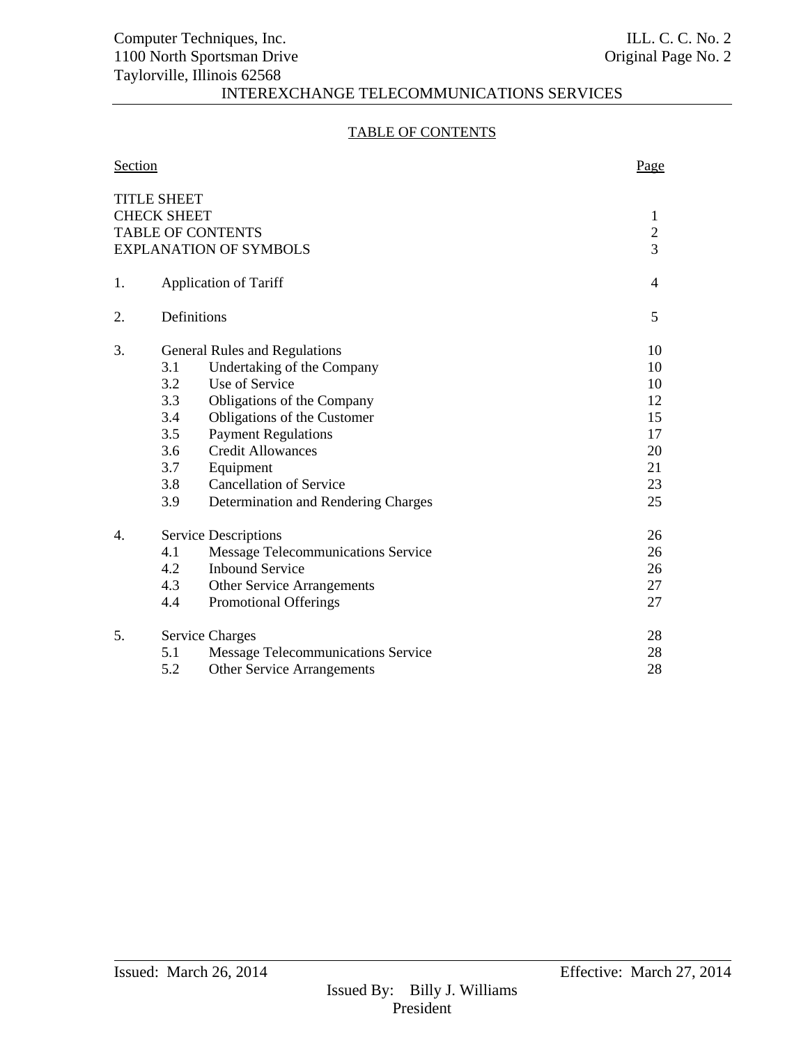## TABLE OF CONTENTS

| Section | | Page |
|---|---|---|
| TITLE SHEET | | |
| CHECK SHEET | | 1 |
| TABLE OF CONTENTS | | 2 |
| EXPLANATION OF SYMBOLS | | 3 |
| 1. | Application of Tariff | 4 |
| 2. | Definitions | 5 |
| 3. | General Rules and Regulations | 10 |
| | 3.1 Undertaking of the Company | 10 |
| | 3.2 Use of Service | 10 |
| | 3.3 Obligations of the Company | 12 |
| | 3.4 Obligations of the Customer | 15 |
| | 3.5 Payment Regulations | 17 |
| | 3.6 Credit Allowances | 20 |
| | 3.7 Equipment | 21 |
| | 3.8 Cancellation of Service | 23 |
| | 3.9 Determination and Rendering Charges | 25 |
| 4. | Service Descriptions | 26 |
| | 4.1 Message Telecommunications Service | 26 |
| | 4.2 Inbound Service | 26 |
| | 4.3 Other Service Arrangements | 27 |
| | 4.4 Promotional Offerings | 27 |
| 5. | Service Charges | 28 |
| | 5.1 Message Telecommunications Service | 28 |
| | 5.2 Other Service Arrangements | 28 |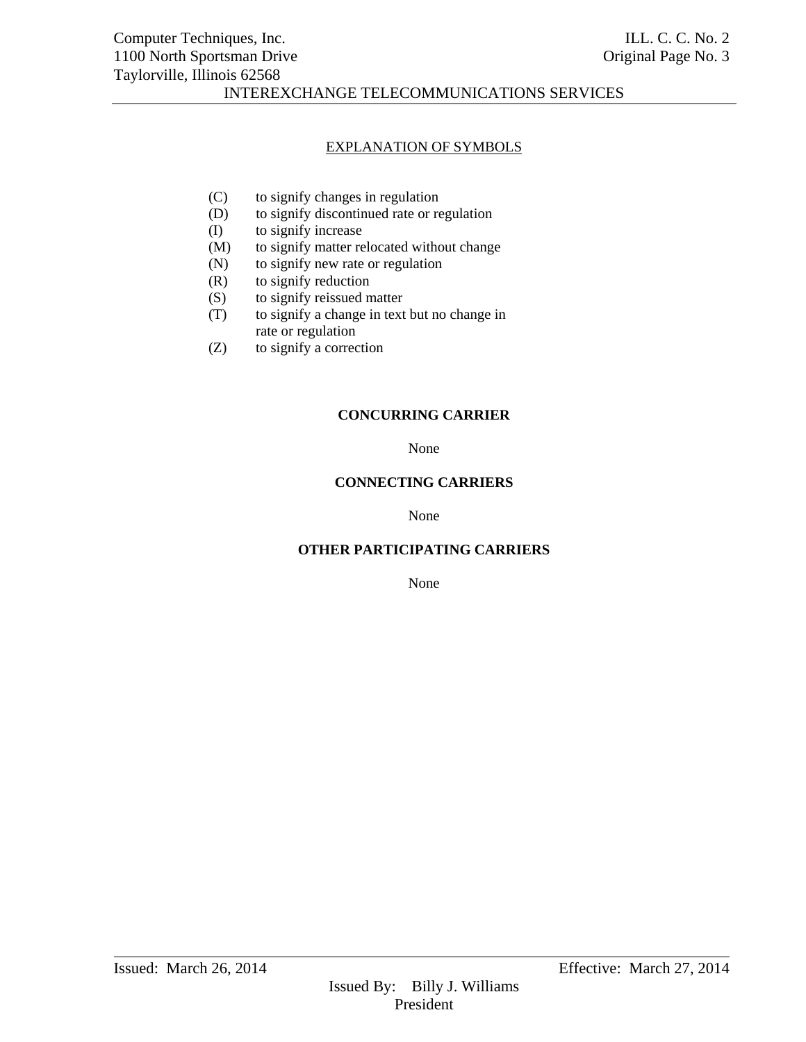## EXPLANATION OF SYMBOLS

- (C) to signify changes in regulation
- (D) to signify discontinued rate or regulation
- (I) to signify increase
- (M) to signify matter relocated without change
- (N) to signify new rate or regulation
- (R) to signify reduction
- (S) to signify reissued matter
- (T) to signify a change in text but no change in rate or regulation
- (Z) to signify a correction

**CONCURRING CARRIER**

None

**CONNECTING CARRIERS**

None

**OTHER PARTICIPATING CARRIERS**

None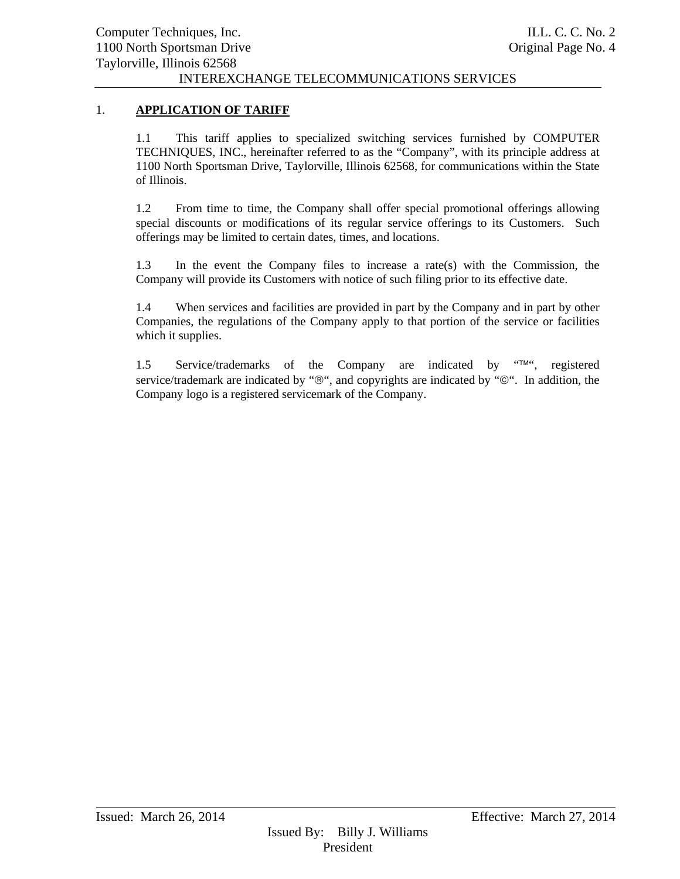## 1. APPLICATION OF TARIFF

1.1 This tariff applies to specialized switching services furnished by COMPUTER TECHNIQUES, INC., hereinafter referred to as the “Company”, with its principle address at 1100 North Sportsman Drive, Taylorville, Illinois 62568, for communications within the State of Illinois.

1.2 From time to time, the Company shall offer special promotional offerings allowing special discounts or modifications of its regular service offerings to its Customers. Such offerings may be limited to certain dates, times, and locations.

1.3 In the event the Company files to increase a rate(s) with the Commission, the Company will provide its Customers with notice of such filing prior to its effective date.

1.4 When services and facilities are provided in part by the Company and in part by other Companies, the regulations of the Company apply to that portion of the service or facilities which it supplies.

1.5 Service/trademarks of the Company are indicated by “™“, registered service/trademark are indicated by “®“, and copyrights are indicated by “©“. In addition, the Company logo is a registered servicemark of the Company.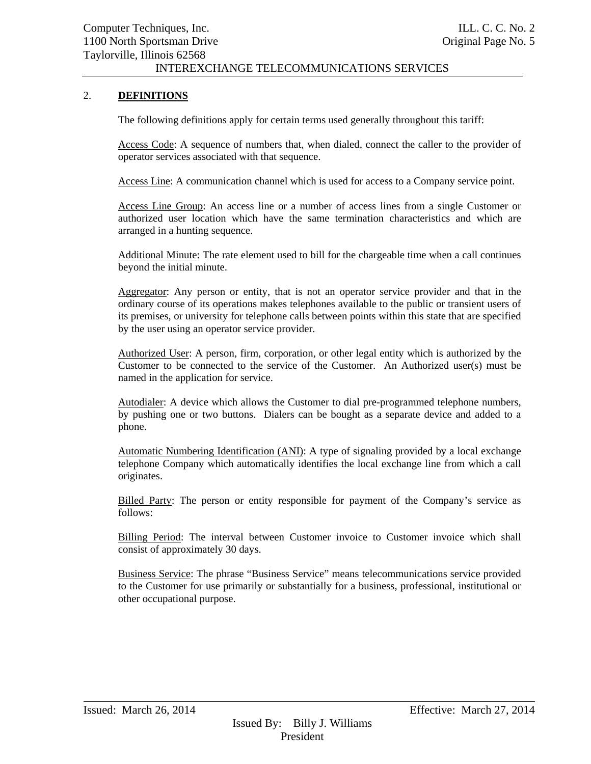## 2. **DEFINITIONS**

The following definitions apply for certain terms used generally throughout this tariff:

Access Code: A sequence of numbers that, when dialed, connect the caller to the provider of operator services associated with that sequence.

Access Line: A communication channel which is used for access to a Company service point.

Access Line Group: An access line or a number of access lines from a single Customer or authorized user location which have the same termination characteristics and which are arranged in a hunting sequence.

Additional Minute: The rate element used to bill for the chargeable time when a call continues beyond the initial minute.

Aggregator: Any person or entity, that is not an operator service provider and that in the ordinary course of its operations makes telephones available to the public or transient users of its premises, or university for telephone calls between points within this state that are specified by the user using an operator service provider.

Authorized User: A person, firm, corporation, or other legal entity which is authorized by the Customer to be connected to the service of the Customer. An Authorized user(s) must be named in the application for service.

Autodialer: A device which allows the Customer to dial pre-programmed telephone numbers, by pushing one or two buttons. Dialers can be bought as a separate device and added to a phone.

Automatic Numbering Identification (ANI): A type of signaling provided by a local exchange telephone Company which automatically identifies the local exchange line from which a call originates.

Billed Party: The person or entity responsible for payment of the Company's service as follows:

Billing Period: The interval between Customer invoice to Customer invoice which shall consist of approximately 30 days.

Business Service: The phrase "Business Service" means telecommunications service provided to the Customer for use primarily or substantially for a business, professional, institutional or other occupational purpose.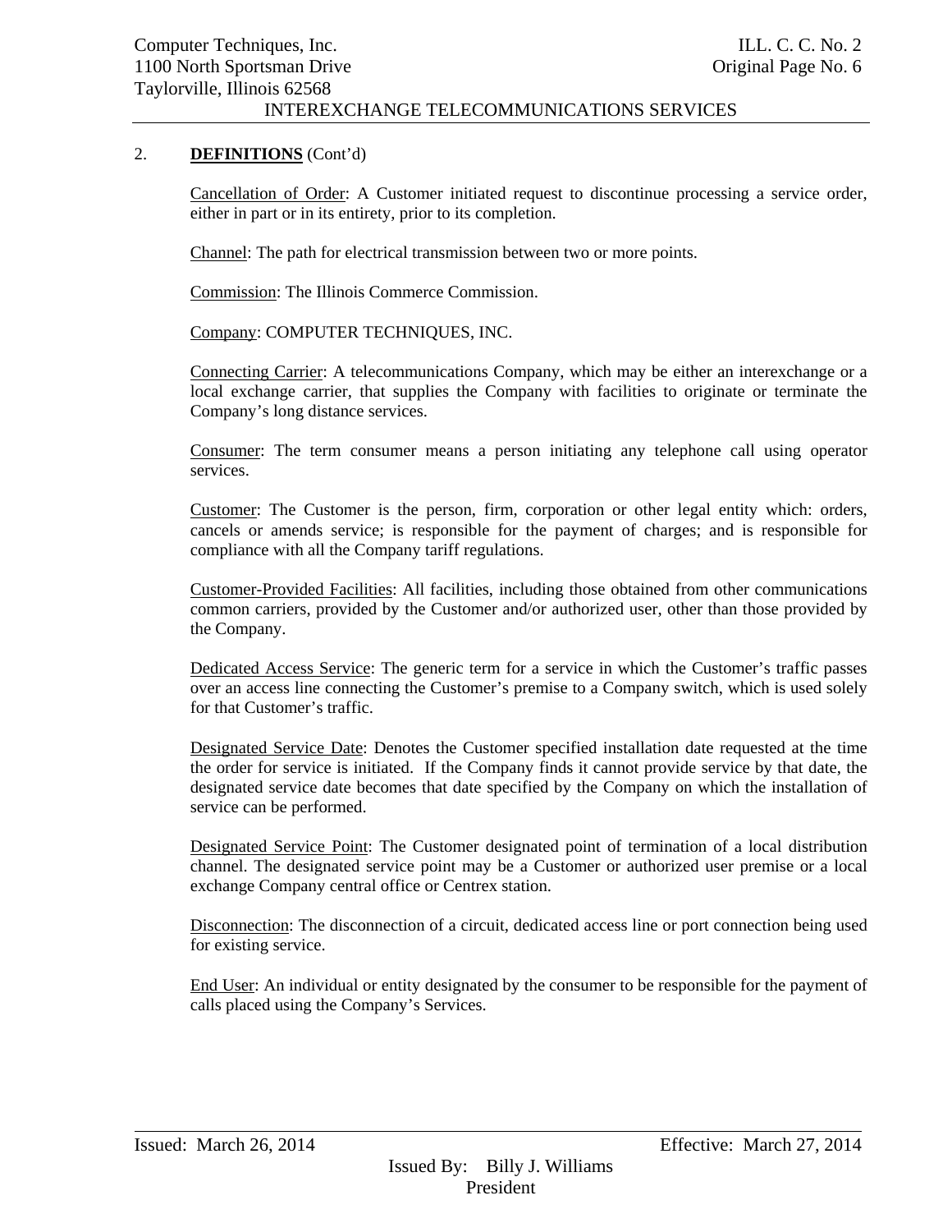## 2. **DEFINITIONS** (Cont'd)

Cancellation of Order: A Customer initiated request to discontinue processing a service order, either in part or in its entirety, prior to its completion.

Channel: The path for electrical transmission between two or more points.

Commission: The Illinois Commerce Commission.

Company: COMPUTER TECHNIQUES, INC.

Connecting Carrier: A telecommunications Company, which may be either an interexchange or a local exchange carrier, that supplies the Company with facilities to originate or terminate the Company's long distance services.

Consumer: The term consumer means a person initiating any telephone call using operator services.

Customer: The Customer is the person, firm, corporation or other legal entity which: orders, cancels or amends service; is responsible for the payment of charges; and is responsible for compliance with all the Company tariff regulations.

Customer-Provided Facilities: All facilities, including those obtained from other communications common carriers, provided by the Customer and/or authorized user, other than those provided by the Company.

Dedicated Access Service: The generic term for a service in which the Customer's traffic passes over an access line connecting the Customer's premise to a Company switch, which is used solely for that Customer's traffic.

Designated Service Date: Denotes the Customer specified installation date requested at the time the order for service is initiated. If the Company finds it cannot provide service by that date, the designated service date becomes that date specified by the Company on which the installation of service can be performed.

Designated Service Point: The Customer designated point of termination of a local distribution channel. The designated service point may be a Customer or authorized user premise or a local exchange Company central office or Centrex station.

Disconnection: The disconnection of a circuit, dedicated access line or port connection being used for existing service.

End User: An individual or entity designated by the consumer to be responsible for the payment of calls placed using the Company's Services.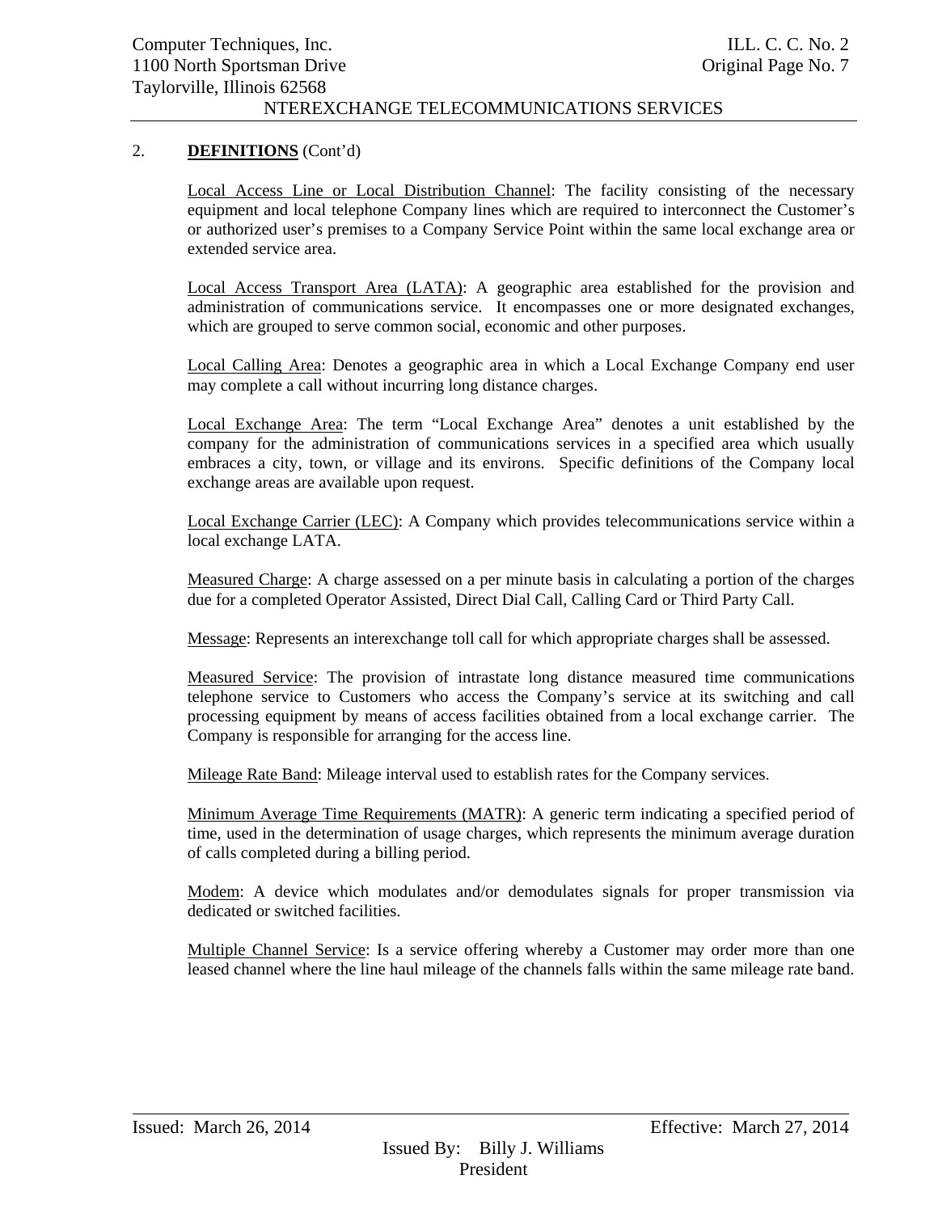## 2. **DEFINITIONS** (Cont'd)

Local Access Line or Local Distribution Channel: The facility consisting of the necessary equipment and local telephone Company lines which are required to interconnect the Customer's or authorized user's premises to a Company Service Point within the same local exchange area or extended service area.

Local Access Transport Area (LATA): A geographic area established for the provision and administration of communications service. It encompasses one or more designated exchanges, which are grouped to serve common social, economic and other purposes.

Local Calling Area: Denotes a geographic area in which a Local Exchange Company end user may complete a call without incurring long distance charges.

Local Exchange Area: The term "Local Exchange Area" denotes a unit established by the company for the administration of communications services in a specified area which usually embraces a city, town, or village and its environs. Specific definitions of the Company local exchange areas are available upon request.

Local Exchange Carrier (LEC): A Company which provides telecommunications service within a local exchange LATA.

Measured Charge: A charge assessed on a per minute basis in calculating a portion of the charges due for a completed Operator Assisted, Direct Dial Call, Calling Card or Third Party Call.

Message: Represents an interexchange toll call for which appropriate charges shall be assessed.

Measured Service: The provision of intrastate long distance measured time communications telephone service to Customers who access the Company's service at its switching and call processing equipment by means of access facilities obtained from a local exchange carrier. The Company is responsible for arranging for the access line.

Mileage Rate Band: Mileage interval used to establish rates for the Company services.

Minimum Average Time Requirements (MATR): A generic term indicating a specified period of time, used in the determination of usage charges, which represents the minimum average duration of calls completed during a billing period.

Modem: A device which modulates and/or demodulates signals for proper transmission via dedicated or switched facilities.

Multiple Channel Service: Is a service offering whereby a Customer may order more than one leased channel where the line haul mileage of the channels falls within the same mileage rate band.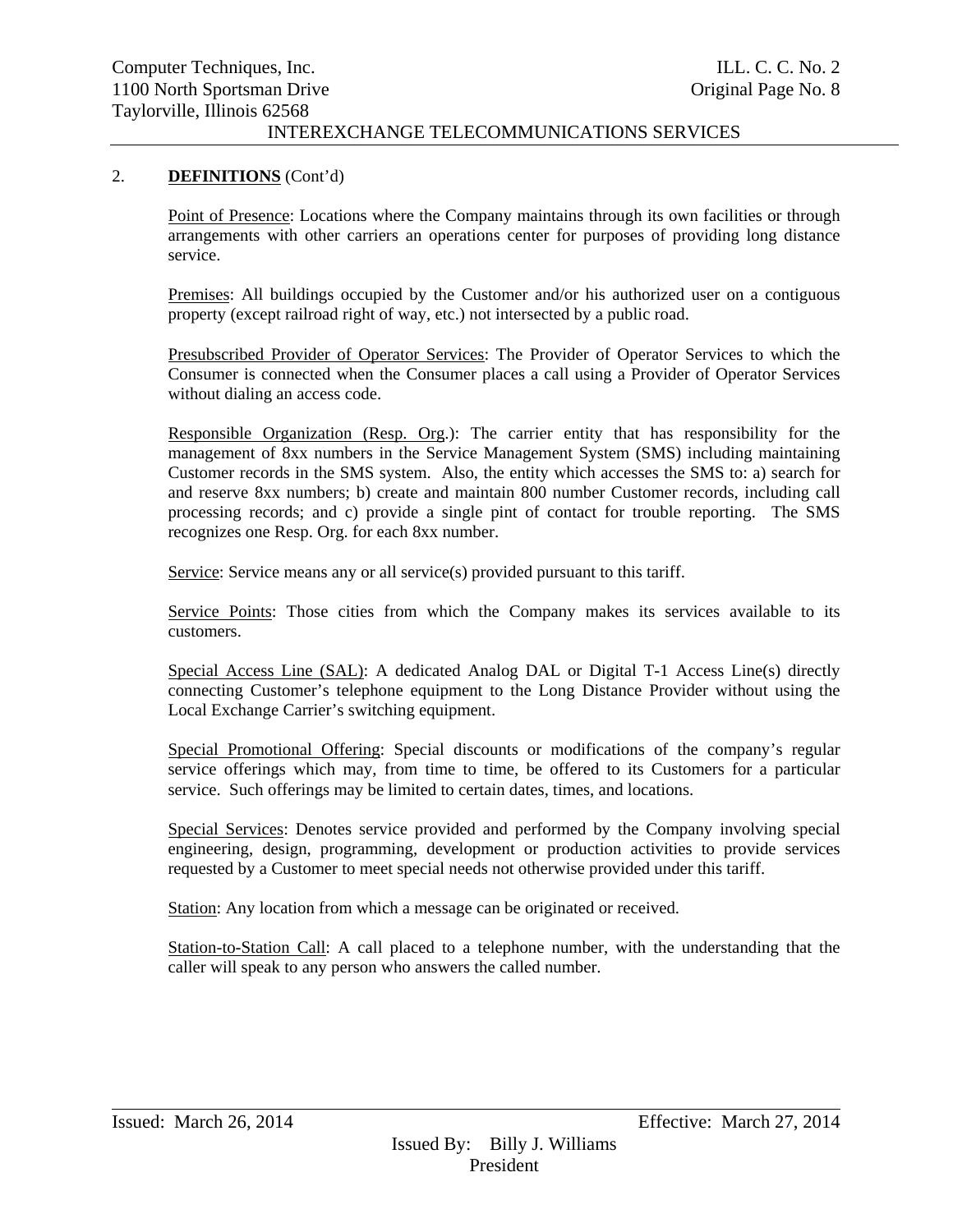## 2. **DEFINITIONS** (Cont'd)

Point of Presence: Locations where the Company maintains through its own facilities or through arrangements with other carriers an operations center for purposes of providing long distance service.

Premises: All buildings occupied by the Customer and/or his authorized user on a contiguous property (except railroad right of way, etc.) not intersected by a public road.

Presubscribed Provider of Operator Services: The Provider of Operator Services to which the Consumer is connected when the Consumer places a call using a Provider of Operator Services without dialing an access code.

Responsible Organization (Resp. Org.): The carrier entity that has responsibility for the management of 8xx numbers in the Service Management System (SMS) including maintaining Customer records in the SMS system. Also, the entity which accesses the SMS to: a) search for and reserve 8xx numbers; b) create and maintain 800 number Customer records, including call processing records; and c) provide a single pint of contact for trouble reporting. The SMS recognizes one Resp. Org. for each 8xx number.

Service: Service means any or all service(s) provided pursuant to this tariff.

Service Points: Those cities from which the Company makes its services available to its customers.

Special Access Line (SAL): A dedicated Analog DAL or Digital T-1 Access Line(s) directly connecting Customer's telephone equipment to the Long Distance Provider without using the Local Exchange Carrier's switching equipment.

Special Promotional Offering: Special discounts or modifications of the company's regular service offerings which may, from time to time, be offered to its Customers for a particular service. Such offerings may be limited to certain dates, times, and locations.

Special Services: Denotes service provided and performed by the Company involving special engineering, design, programming, development or production activities to provide services requested by a Customer to meet special needs not otherwise provided under this tariff.

Station: Any location from which a message can be originated or received.

Station-to-Station Call: A call placed to a telephone number, with the understanding that the caller will speak to any person who answers the called number.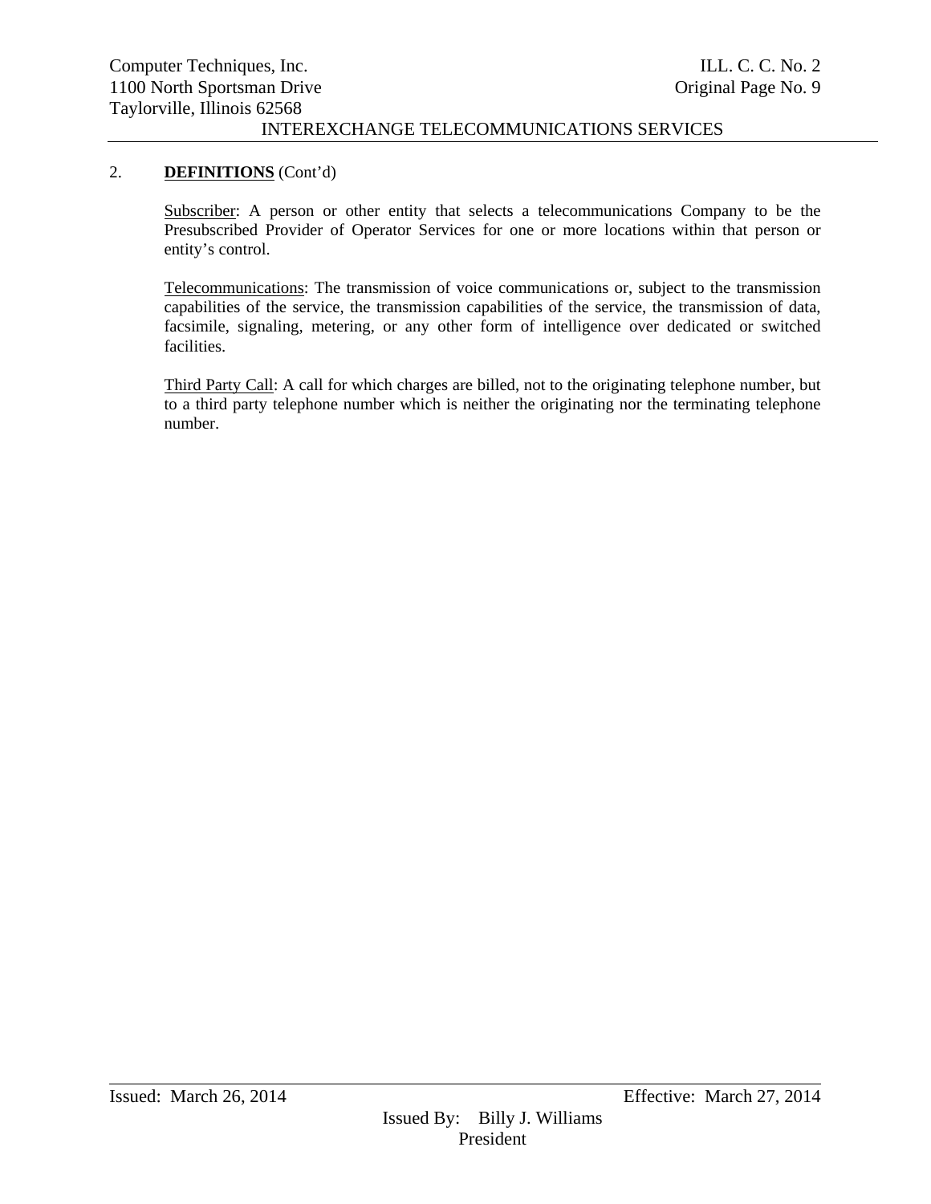## 2. **DEFINITIONS** (Cont'd)

Subscriber: A person or other entity that selects a telecommunications Company to be the Presubscribed Provider of Operator Services for one or more locations within that person or entity's control.

Telecommunications: The transmission of voice communications or, subject to the transmission capabilities of the service, the transmission capabilities of the service, the transmission of data, facsimile, signaling, metering, or any other form of intelligence over dedicated or switched facilities.

Third Party Call: A call for which charges are billed, not to the originating telephone number, but to a third party telephone number which is neither the originating nor the terminating telephone number.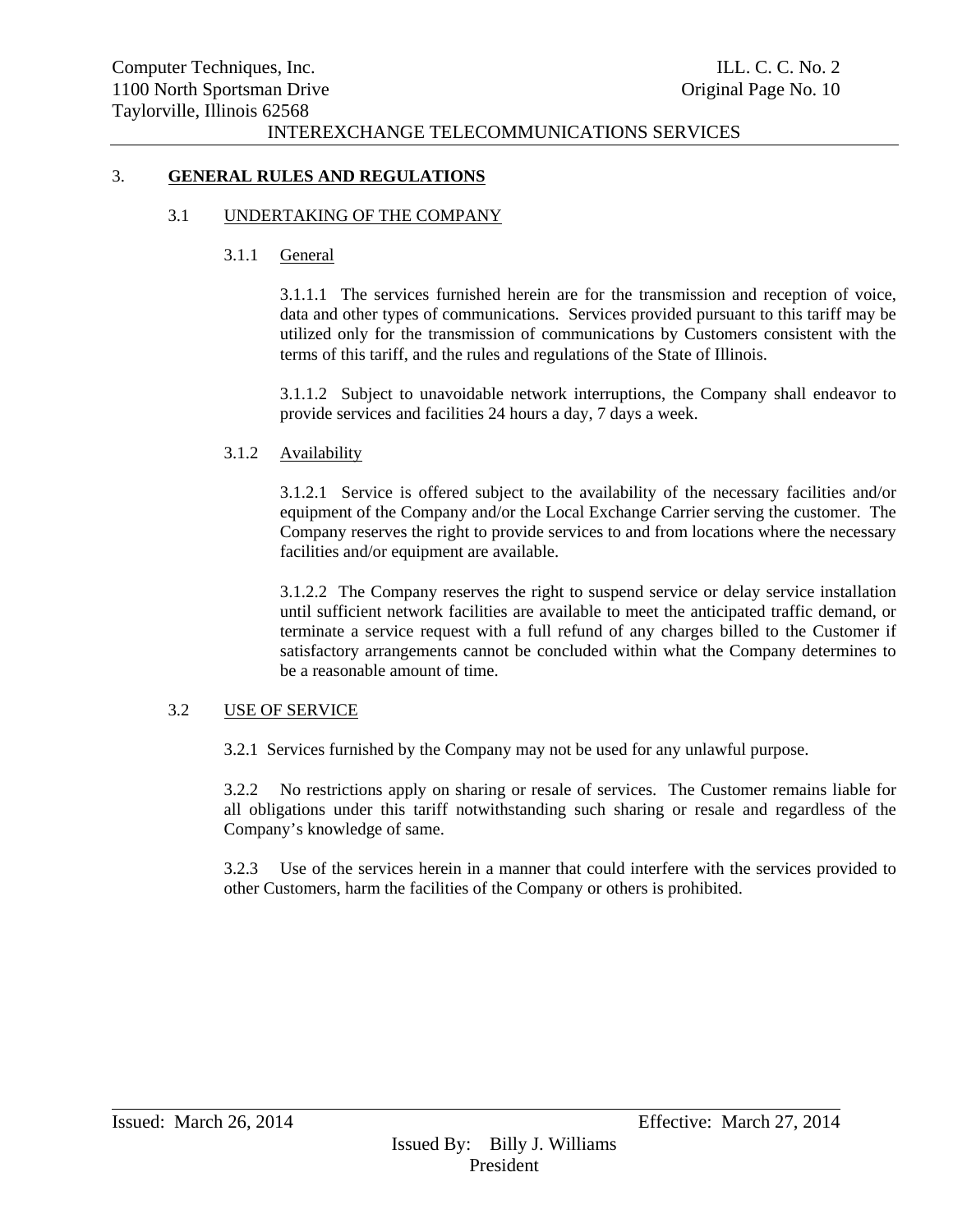# 3. GENERAL RULES AND REGULATIONS

## 3.1 UNDERTAKING OF THE COMPANY

### 3.1.1 General

3.1.1.1 The services furnished herein are for the transmission and reception of voice, data and other types of communications. Services provided pursuant to this tariff may be utilized only for the transmission of communications by Customers consistent with the terms of this tariff, and the rules and regulations of the State of Illinois.

3.1.1.2 Subject to unavoidable network interruptions, the Company shall endeavor to provide services and facilities 24 hours a day, 7 days a week.

### 3.1.2 Availability

3.1.2.1 Service is offered subject to the availability of the necessary facilities and/or equipment of the Company and/or the Local Exchange Carrier serving the customer. The Company reserves the right to provide services to and from locations where the necessary facilities and/or equipment are available.

3.1.2.2 The Company reserves the right to suspend service or delay service installation until sufficient network facilities are available to meet the anticipated traffic demand, or terminate a service request with a full refund of any charges billed to the Customer if satisfactory arrangements cannot be concluded within what the Company determines to be a reasonable amount of time.

## 3.2 USE OF SERVICE

3.2.1 Services furnished by the Company may not be used for any unlawful purpose.

3.2.2 No restrictions apply on sharing or resale of services. The Customer remains liable for all obligations under this tariff notwithstanding such sharing or resale and regardless of the Company's knowledge of same.

3.2.3 Use of the services herein in a manner that could interfere with the services provided to other Customers, harm the facilities of the Company or others is prohibited.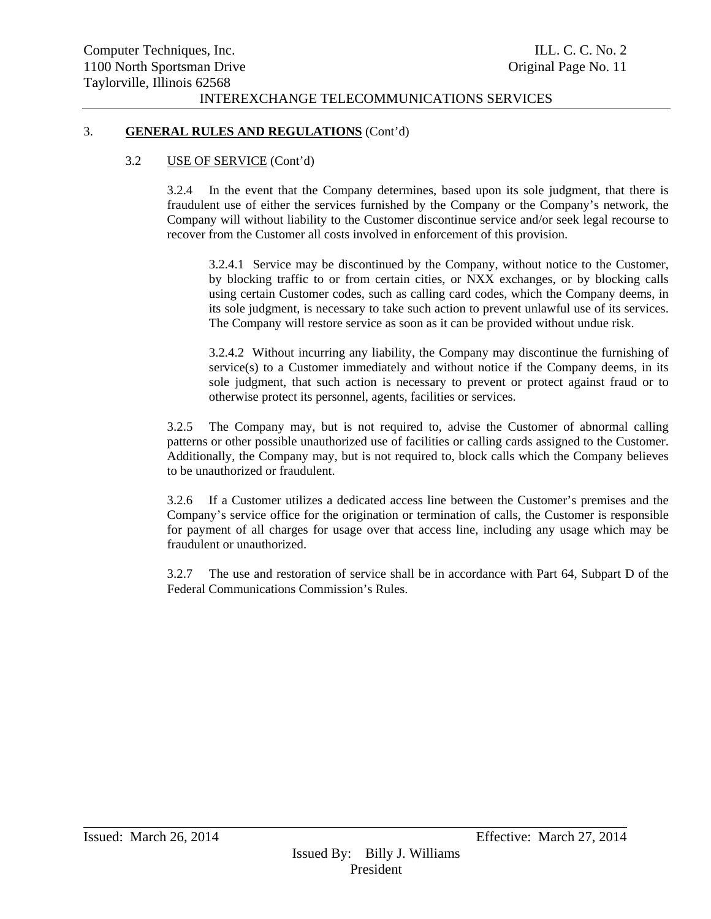## 3. **GENERAL RULES AND REGULATIONS** (Cont'd)

### 3.2 USE OF SERVICE (Cont'd)

3.2.4 In the event that the Company determines, based upon its sole judgment, that there is fraudulent use of either the services furnished by the Company or the Company's network, the Company will without liability to the Customer discontinue service and/or seek legal recourse to recover from the Customer all costs involved in enforcement of this provision.

3.2.4.1 Service may be discontinued by the Company, without notice to the Customer, by blocking traffic to or from certain cities, or NXX exchanges, or by blocking calls using certain Customer codes, such as calling card codes, which the Company deems, in its sole judgment, is necessary to take such action to prevent unlawful use of its services. The Company will restore service as soon as it can be provided without undue risk.

3.2.4.2 Without incurring any liability, the Company may discontinue the furnishing of service(s) to a Customer immediately and without notice if the Company deems, in its sole judgment, that such action is necessary to prevent or protect against fraud or to otherwise protect its personnel, agents, facilities or services.

3.2.5 The Company may, but is not required to, advise the Customer of abnormal calling patterns or other possible unauthorized use of facilities or calling cards assigned to the Customer. Additionally, the Company may, but is not required to, block calls which the Company believes to be unauthorized or fraudulent.

3.2.6 If a Customer utilizes a dedicated access line between the Customer's premises and the Company's service office for the origination or termination of calls, the Customer is responsible for payment of all charges for usage over that access line, including any usage which may be fraudulent or unauthorized.

3.2.7 The use and restoration of service shall be in accordance with Part 64, Subpart D of the Federal Communications Commission's Rules.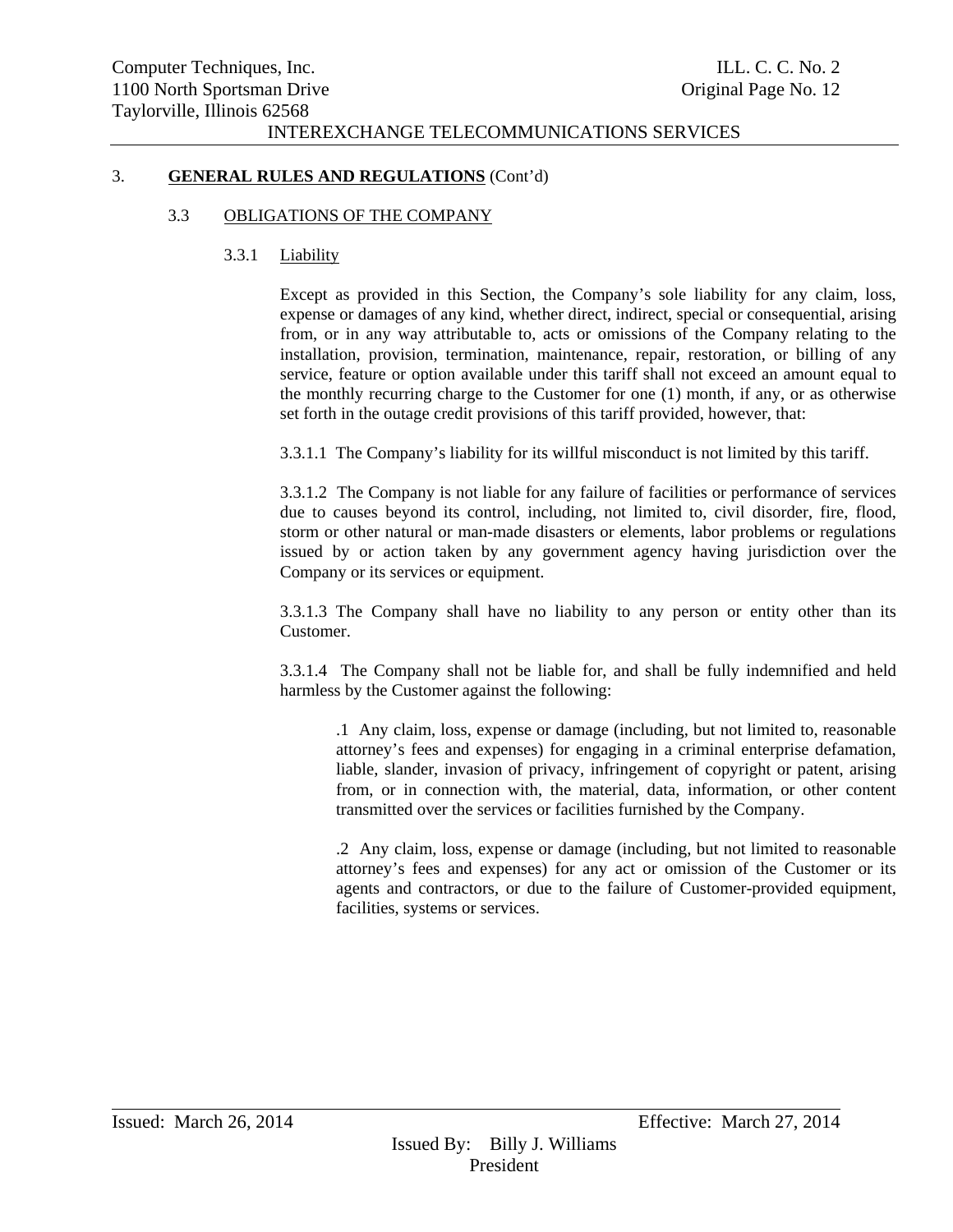## 3. GENERAL RULES AND REGULATIONS (Cont'd)

### 3.3 OBLIGATIONS OF THE COMPANY

#### 3.3.1 Liability

Except as provided in this Section, the Company's sole liability for any claim, loss, expense or damages of any kind, whether direct, indirect, special or consequential, arising from, or in any way attributable to, acts or omissions of the Company relating to the installation, provision, termination, maintenance, repair, restoration, or billing of any service, feature or option available under this tariff shall not exceed an amount equal to the monthly recurring charge to the Customer for one (1) month, if any, or as otherwise set forth in the outage credit provisions of this tariff provided, however, that:

3.3.1.1 The Company's liability for its willful misconduct is not limited by this tariff.

3.3.1.2 The Company is not liable for any failure of facilities or performance of services due to causes beyond its control, including, not limited to, civil disorder, fire, flood, storm or other natural or man-made disasters or elements, labor problems or regulations issued by or action taken by any government agency having jurisdiction over the Company or its services or equipment.

3.3.1.3 The Company shall have no liability to any person or entity other than its Customer.

3.3.1.4 The Company shall not be liable for, and shall be fully indemnified and held harmless by the Customer against the following:

.1 Any claim, loss, expense or damage (including, but not limited to, reasonable attorney's fees and expenses) for engaging in a criminal enterprise defamation, liable, slander, invasion of privacy, infringement of copyright or patent, arising from, or in connection with, the material, data, information, or other content transmitted over the services or facilities furnished by the Company.

.2 Any claim, loss, expense or damage (including, but not limited to reasonable attorney's fees and expenses) for any act or omission of the Customer or its agents and contractors, or due to the failure of Customer-provided equipment, facilities, systems or services.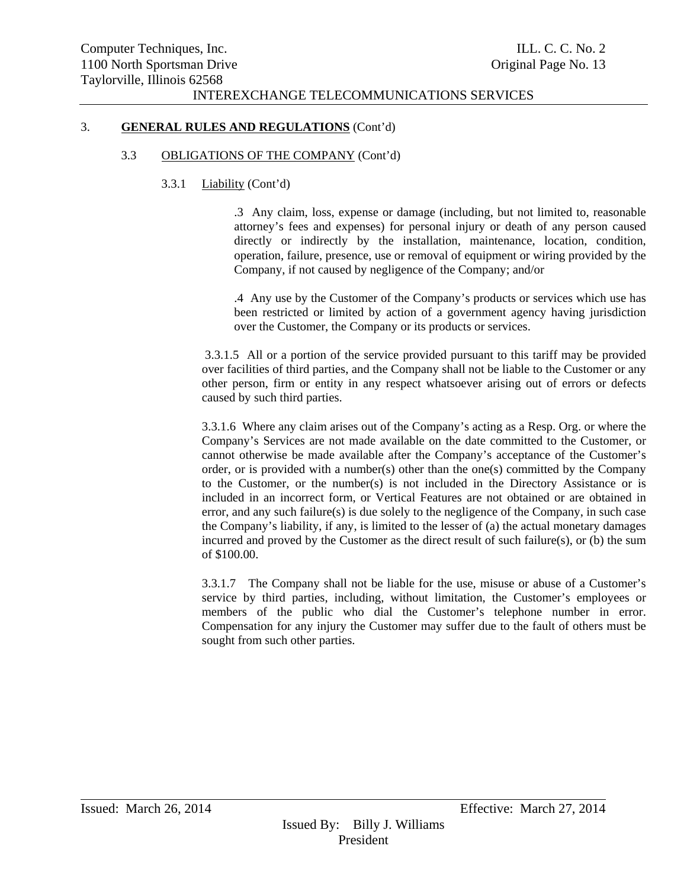3. **GENERAL RULES AND REGULATIONS** (Cont'd)

3.3 OBLIGATIONS OF THE COMPANY (Cont'd)

3.3.1 Liability (Cont'd)

.3 Any claim, loss, expense or damage (including, but not limited to, reasonable attorney's fees and expenses) for personal injury or death of any person caused directly or indirectly by the installation, maintenance, location, condition, operation, failure, presence, use or removal of equipment or wiring provided by the Company, if not caused by negligence of the Company; and/or

.4 Any use by the Customer of the Company's products or services which use has been restricted or limited by action of a government agency having jurisdiction over the Customer, the Company or its products or services.

3.3.1.5 All or a portion of the service provided pursuant to this tariff may be provided over facilities of third parties, and the Company shall not be liable to the Customer or any other person, firm or entity in any respect whatsoever arising out of errors or defects caused by such third parties.

3.3.1.6 Where any claim arises out of the Company's acting as a Resp. Org. or where the Company's Services are not made available on the date committed to the Customer, or cannot otherwise be made available after the Company's acceptance of the Customer's order, or is provided with a number(s) other than the one(s) committed by the Company to the Customer, or the number(s) is not included in the Directory Assistance or is included in an incorrect form, or Vertical Features are not obtained or are obtained in error, and any such failure(s) is due solely to the negligence of the Company, in such case the Company's liability, if any, is limited to the lesser of (a) the actual monetary damages incurred and proved by the Customer as the direct result of such failure(s), or (b) the sum of $100.00.

3.3.1.7 The Company shall not be liable for the use, misuse or abuse of a Customer's service by third parties, including, without limitation, the Customer's employees or members of the public who dial the Customer's telephone number in error. Compensation for any injury the Customer may suffer due to the fault of others must be sought from such other parties.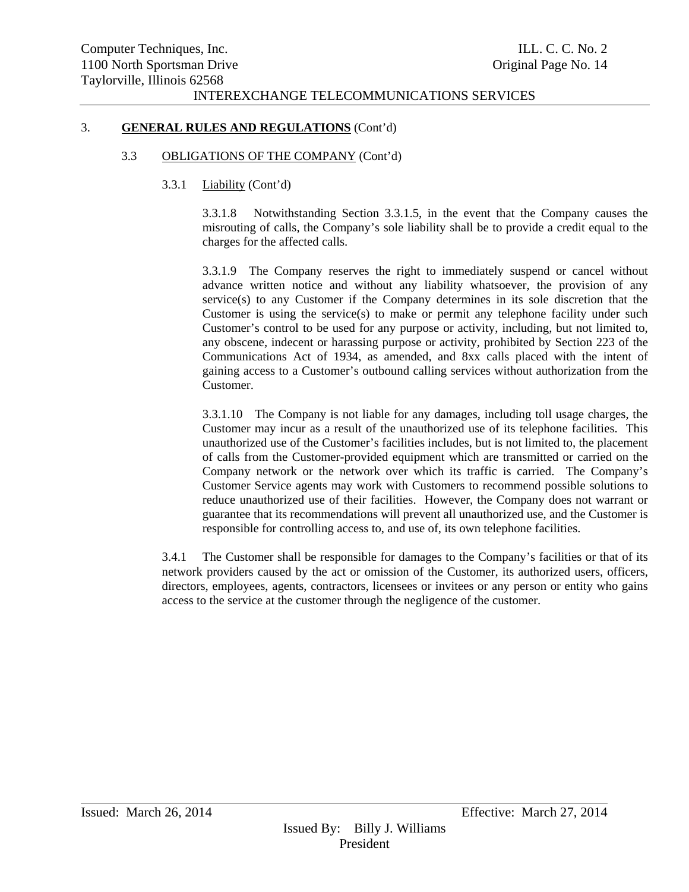3. **GENERAL RULES AND REGULATIONS** (Cont'd)

3.3 OBLIGATIONS OF THE COMPANY (Cont'd)

3.3.1 Liability (Cont'd)

3.3.1.8 Notwithstanding Section 3.3.1.5, in the event that the Company causes the misrouting of calls, the Company's sole liability shall be to provide a credit equal to the charges for the affected calls.

3.3.1.9 The Company reserves the right to immediately suspend or cancel without advance written notice and without any liability whatsoever, the provision of any service(s) to any Customer if the Company determines in its sole discretion that the Customer is using the service(s) to make or permit any telephone facility under such Customer's control to be used for any purpose or activity, including, but not limited to, any obscene, indecent or harassing purpose or activity, prohibited by Section 223 of the Communications Act of 1934, as amended, and 8xx calls placed with the intent of gaining access to a Customer's outbound calling services without authorization from the Customer.

3.3.1.10 The Company is not liable for any damages, including toll usage charges, the Customer may incur as a result of the unauthorized use of its telephone facilities. This unauthorized use of the Customer's facilities includes, but is not limited to, the placement of calls from the Customer-provided equipment which are transmitted or carried on the Company network or the network over which its traffic is carried. The Company's Customer Service agents may work with Customers to recommend possible solutions to reduce unauthorized use of their facilities. However, the Company does not warrant or guarantee that its recommendations will prevent all unauthorized use, and the Customer is responsible for controlling access to, and use of, its own telephone facilities.

3.4.1 The Customer shall be responsible for damages to the Company's facilities or that of its network providers caused by the act or omission of the Customer, its authorized users, officers, directors, employees, agents, contractors, licensees or invitees or any person or entity who gains access to the service at the customer through the negligence of the customer.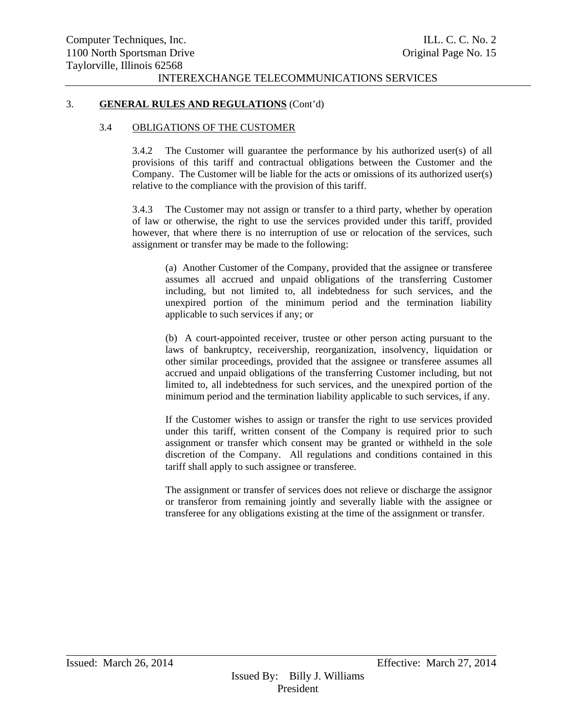## 3. **GENERAL RULES AND REGULATIONS** (Cont'd)

### 3.4 OBLIGATIONS OF THE CUSTOMER

3.4.2 The Customer will guarantee the performance by his authorized user(s) of all provisions of this tariff and contractual obligations between the Customer and the Company. The Customer will be liable for the acts or omissions of its authorized user(s) relative to the compliance with the provision of this tariff.

3.4.3 The Customer may not assign or transfer to a third party, whether by operation of law or otherwise, the right to use the services provided under this tariff, provided however, that where there is no interruption of use or relocation of the services, such assignment or transfer may be made to the following:

(a) Another Customer of the Company, provided that the assignee or transferee assumes all accrued and unpaid obligations of the transferring Customer including, but not limited to, all indebtedness for such services, and the unexpired portion of the minimum period and the termination liability applicable to such services if any; or

(b) A court-appointed receiver, trustee or other person acting pursuant to the laws of bankruptcy, receivership, reorganization, insolvency, liquidation or other similar proceedings, provided that the assignee or transferee assumes all accrued and unpaid obligations of the transferring Customer including, but not limited to, all indebtedness for such services, and the unexpired portion of the minimum period and the termination liability applicable to such services, if any.

If the Customer wishes to assign or transfer the right to use services provided under this tariff, written consent of the Company is required prior to such assignment or transfer which consent may be granted or withheld in the sole discretion of the Company. All regulations and conditions contained in this tariff shall apply to such assignee or transferee.

The assignment or transfer of services does not relieve or discharge the assignor or transferor from remaining jointly and severally liable with the assignee or transferee for any obligations existing at the time of the assignment or transfer.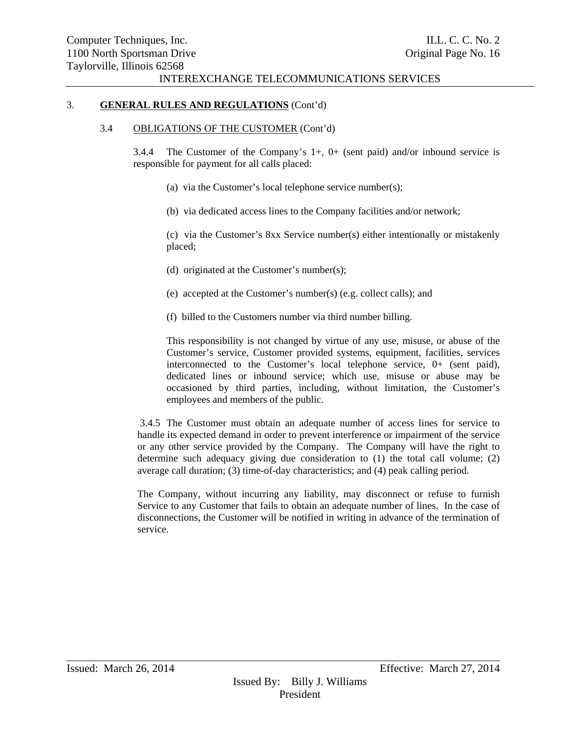3. **GENERAL RULES AND REGULATIONS** (Cont'd)

3.4 OBLIGATIONS OF THE CUSTOMER (Cont'd)

3.4.4 The Customer of the Company's 1+, 0+ (sent paid) and/or inbound service is responsible for payment for all calls placed:

(a) via the Customer's local telephone service number(s);

(b) via dedicated access lines to the Company facilities and/or network;

(c) via the Customer's 8xx Service number(s) either intentionally or mistakenly placed;

(d) originated at the Customer's number(s);

(e) accepted at the Customer's number(s) (e.g. collect calls); and

(f) billed to the Customers number via third number billing.

This responsibility is not changed by virtue of any use, misuse, or abuse of the Customer's service, Customer provided systems, equipment, facilities, services interconnected to the Customer's local telephone service, 0+ (sent paid), dedicated lines or inbound service; which use, misuse or abuse may be occasioned by third parties, including, without limitation, the Customer's employees and members of the public.

3.4.5 The Customer must obtain an adequate number of access lines for service to handle its expected demand in order to prevent interference or impairment of the service or any other service provided by the Company. The Company will have the right to determine such adequacy giving due consideration to (1) the total call volume; (2) average call duration; (3) time-of-day characteristics; and (4) peak calling period.

The Company, without incurring any liability, may disconnect or refuse to furnish Service to any Customer that fails to obtain an adequate number of lines. In the case of disconnections, the Customer will be notified in writing in advance of the termination of service.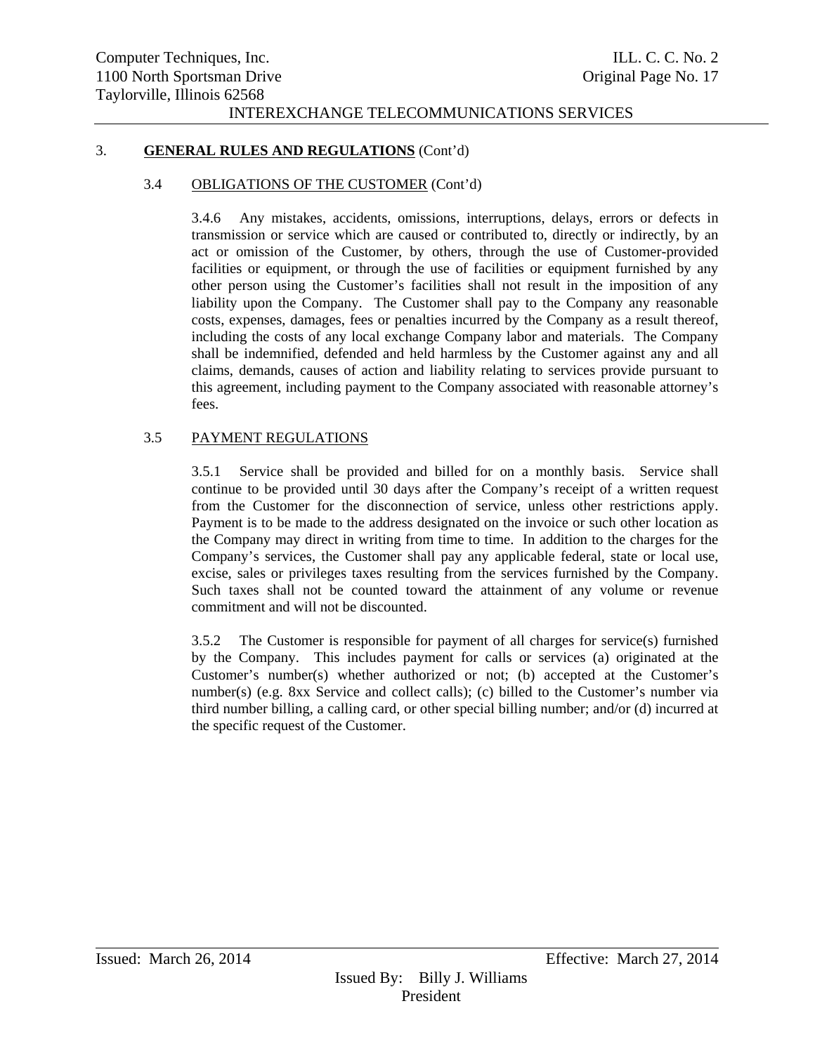## 3. **GENERAL RULES AND REGULATIONS** (Cont'd)

### 3.4 OBLIGATIONS OF THE CUSTOMER (Cont'd)

3.4.6 Any mistakes, accidents, omissions, interruptions, delays, errors or defects in transmission or service which are caused or contributed to, directly or indirectly, by an act or omission of the Customer, by others, through the use of Customer-provided facilities or equipment, or through the use of facilities or equipment furnished by any other person using the Customer's facilities shall not result in the imposition of any liability upon the Company. The Customer shall pay to the Company any reasonable costs, expenses, damages, fees or penalties incurred by the Company as a result thereof, including the costs of any local exchange Company labor and materials. The Company shall be indemnified, defended and held harmless by the Customer against any and all claims, demands, causes of action and liability relating to services provide pursuant to this agreement, including payment to the Company associated with reasonable attorney's fees.

### 3.5 PAYMENT REGULATIONS

3.5.1 Service shall be provided and billed for on a monthly basis. Service shall continue to be provided until 30 days after the Company's receipt of a written request from the Customer for the disconnection of service, unless other restrictions apply. Payment is to be made to the address designated on the invoice or such other location as the Company may direct in writing from time to time. In addition to the charges for the Company's services, the Customer shall pay any applicable federal, state or local use, excise, sales or privileges taxes resulting from the services furnished by the Company. Such taxes shall not be counted toward the attainment of any volume or revenue commitment and will not be discounted.

3.5.2 The Customer is responsible for payment of all charges for service(s) furnished by the Company. This includes payment for calls or services (a) originated at the Customer's number(s) whether authorized or not; (b) accepted at the Customer's number(s) (e.g. 8xx Service and collect calls); (c) billed to the Customer's number via third number billing, a calling card, or other special billing number; and/or (d) incurred at the specific request of the Customer.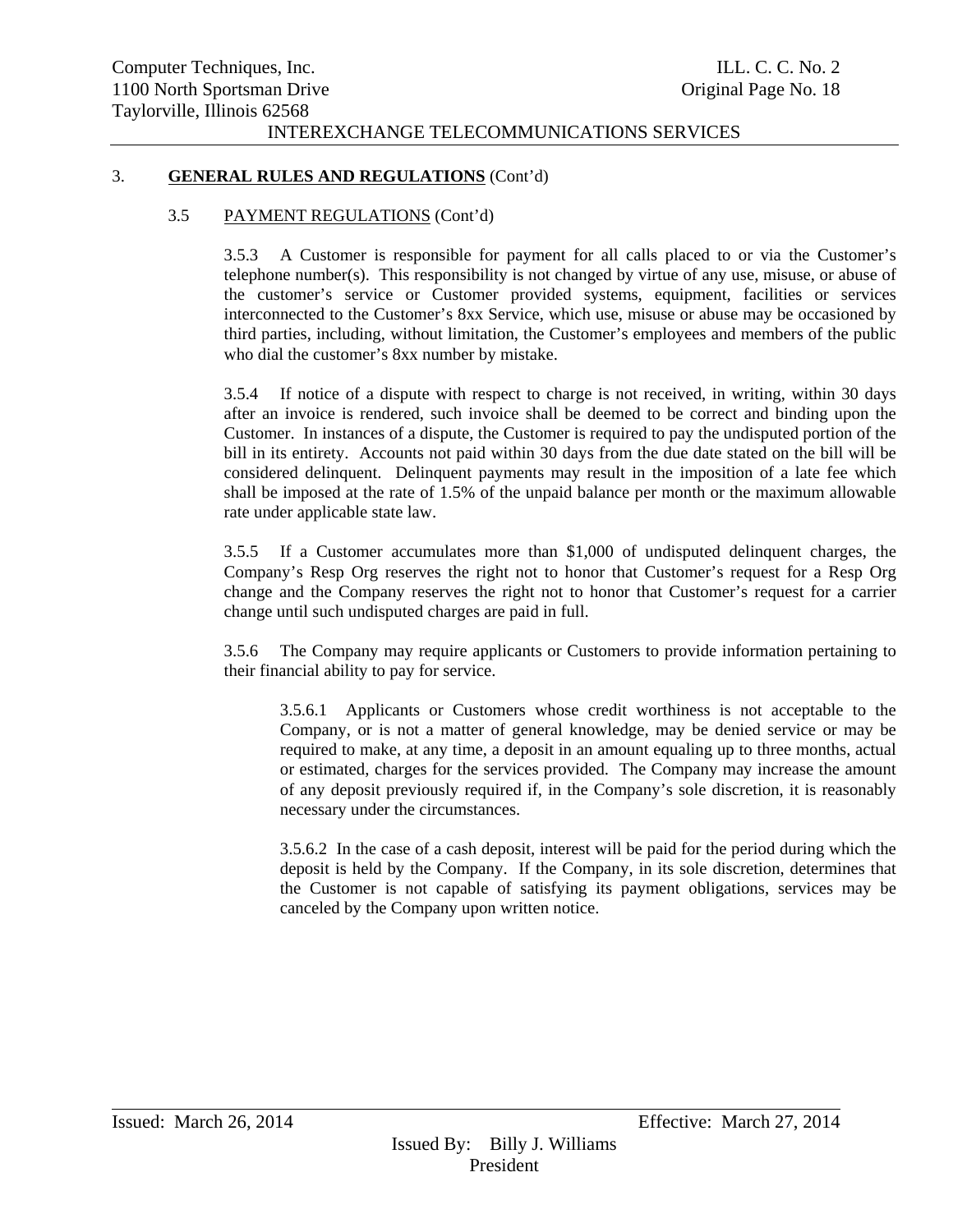## 3. **GENERAL RULES AND REGULATIONS** (Cont'd)

### 3.5 PAYMENT REGULATIONS (Cont'd)

3.5.3 A Customer is responsible for payment for all calls placed to or via the Customer's telephone number(s). This responsibility is not changed by virtue of any use, misuse, or abuse of the customer's service or Customer provided systems, equipment, facilities or services interconnected to the Customer's 8xx Service, which use, misuse or abuse may be occasioned by third parties, including, without limitation, the Customer's employees and members of the public who dial the customer's 8xx number by mistake.

3.5.4 If notice of a dispute with respect to charge is not received, in writing, within 30 days after an invoice is rendered, such invoice shall be deemed to be correct and binding upon the Customer. In instances of a dispute, the Customer is required to pay the undisputed portion of the bill in its entirety. Accounts not paid within 30 days from the due date stated on the bill will be considered delinquent. Delinquent payments may result in the imposition of a late fee which shall be imposed at the rate of 1.5% of the unpaid balance per month or the maximum allowable rate under applicable state law.

3.5.5 If a Customer accumulates more than $1,000 of undisputed delinquent charges, the Company's Resp Org reserves the right not to honor that Customer's request for a Resp Org change and the Company reserves the right not to honor that Customer's request for a carrier change until such undisputed charges are paid in full.

3.5.6 The Company may require applicants or Customers to provide information pertaining to their financial ability to pay for service.

3.5.6.1 Applicants or Customers whose credit worthiness is not acceptable to the Company, or is not a matter of general knowledge, may be denied service or may be required to make, at any time, a deposit in an amount equaling up to three months, actual or estimated, charges for the services provided. The Company may increase the amount of any deposit previously required if, in the Company's sole discretion, it is reasonably necessary under the circumstances.

3.5.6.2 In the case of a cash deposit, interest will be paid for the period during which the deposit is held by the Company. If the Company, in its sole discretion, determines that the Customer is not capable of satisfying its payment obligations, services may be canceled by the Company upon written notice.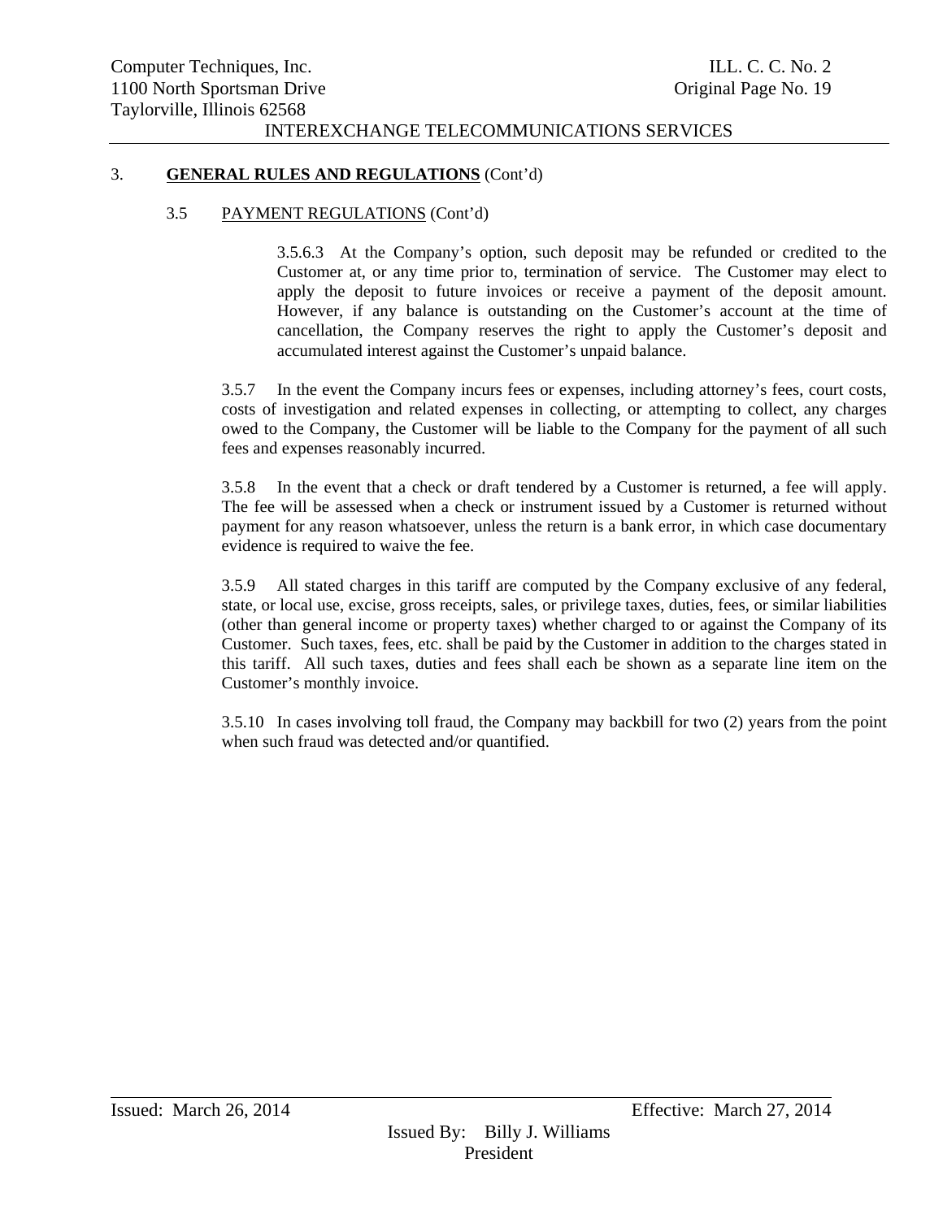### 3. **GENERAL RULES AND REGULATIONS** (Cont'd)

#### 3.5 PAYMENT REGULATIONS (Cont'd)

3.5.6.3 At the Company's option, such deposit may be refunded or credited to the Customer at, or any time prior to, termination of service. The Customer may elect to apply the deposit to future invoices or receive a payment of the deposit amount. However, if any balance is outstanding on the Customer's account at the time of cancellation, the Company reserves the right to apply the Customer's deposit and accumulated interest against the Customer's unpaid balance.

3.5.7 In the event the Company incurs fees or expenses, including attorney's fees, court costs, costs of investigation and related expenses in collecting, or attempting to collect, any charges owed to the Company, the Customer will be liable to the Company for the payment of all such fees and expenses reasonably incurred.

3.5.8 In the event that a check or draft tendered by a Customer is returned, a fee will apply. The fee will be assessed when a check or instrument issued by a Customer is returned without payment for any reason whatsoever, unless the return is a bank error, in which case documentary evidence is required to waive the fee.

3.5.9 All stated charges in this tariff are computed by the Company exclusive of any federal, state, or local use, excise, gross receipts, sales, or privilege taxes, duties, fees, or similar liabilities (other than general income or property taxes) whether charged to or against the Company of its Customer. Such taxes, fees, etc. shall be paid by the Customer in addition to the charges stated in this tariff. All such taxes, duties and fees shall each be shown as a separate line item on the Customer's monthly invoice.

3.5.10 In cases involving toll fraud, the Company may backbill for two (2) years from the point when such fraud was detected and/or quantified.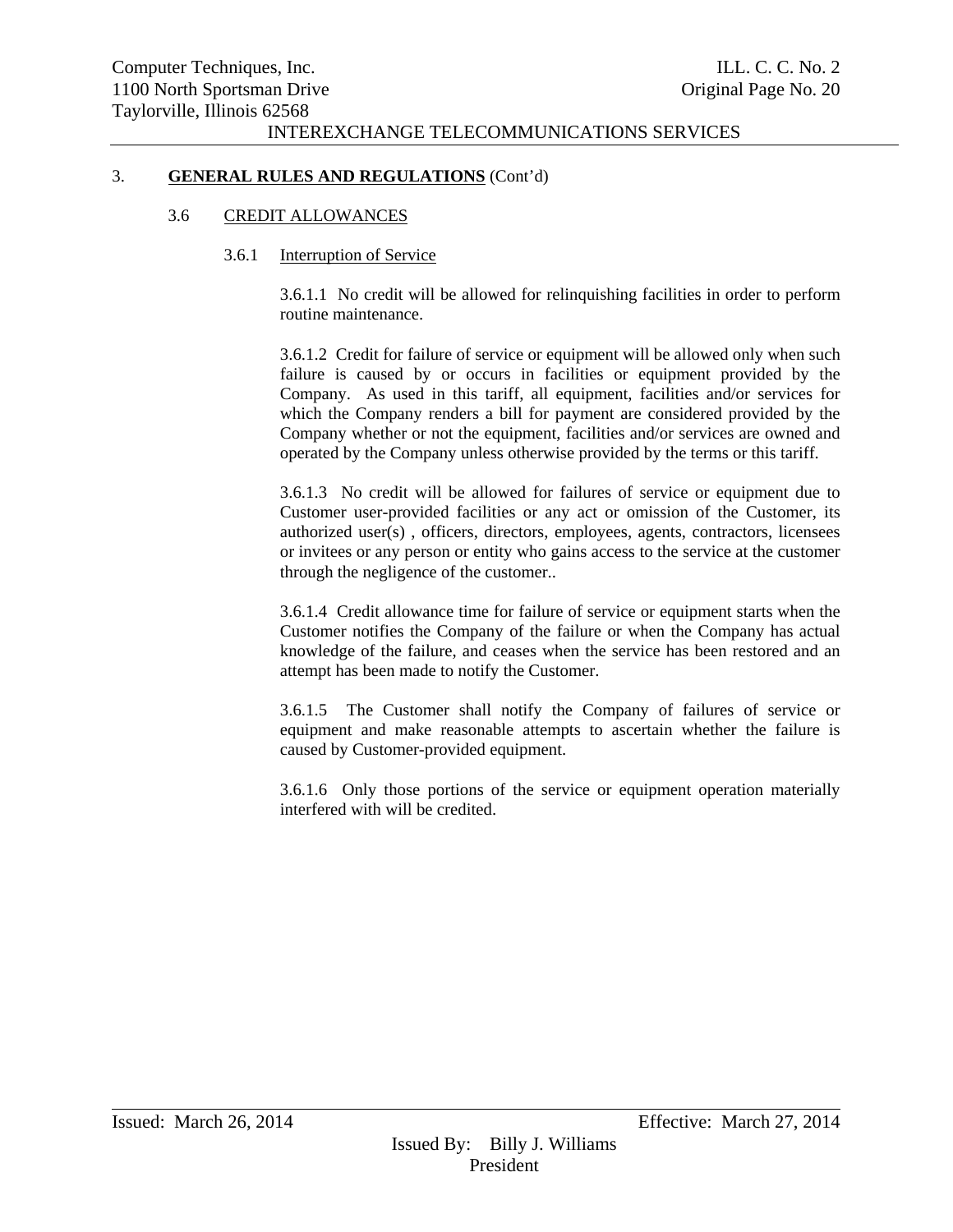## 3. **GENERAL RULES AND REGULATIONS** (Cont'd)

### 3.6 CREDIT ALLOWANCES

#### 3.6.1 Interruption of Service

3.6.1.1 No credit will be allowed for relinquishing facilities in order to perform routine maintenance.

3.6.1.2 Credit for failure of service or equipment will be allowed only when such failure is caused by or occurs in facilities or equipment provided by the Company. As used in this tariff, all equipment, facilities and/or services for which the Company renders a bill for payment are considered provided by the Company whether or not the equipment, facilities and/or services are owned and operated by the Company unless otherwise provided by the terms or this tariff.

3.6.1.3 No credit will be allowed for failures of service or equipment due to Customer user-provided facilities or any act or omission of the Customer, its authorized user(s) , officers, directors, employees, agents, contractors, licensees or invitees or any person or entity who gains access to the service at the customer through the negligence of the customer..

3.6.1.4 Credit allowance time for failure of service or equipment starts when the Customer notifies the Company of the failure or when the Company has actual knowledge of the failure, and ceases when the service has been restored and an attempt has been made to notify the Customer.

3.6.1.5 The Customer shall notify the Company of failures of service or equipment and make reasonable attempts to ascertain whether the failure is caused by Customer-provided equipment.

3.6.1.6 Only those portions of the service or equipment operation materially interfered with will be credited.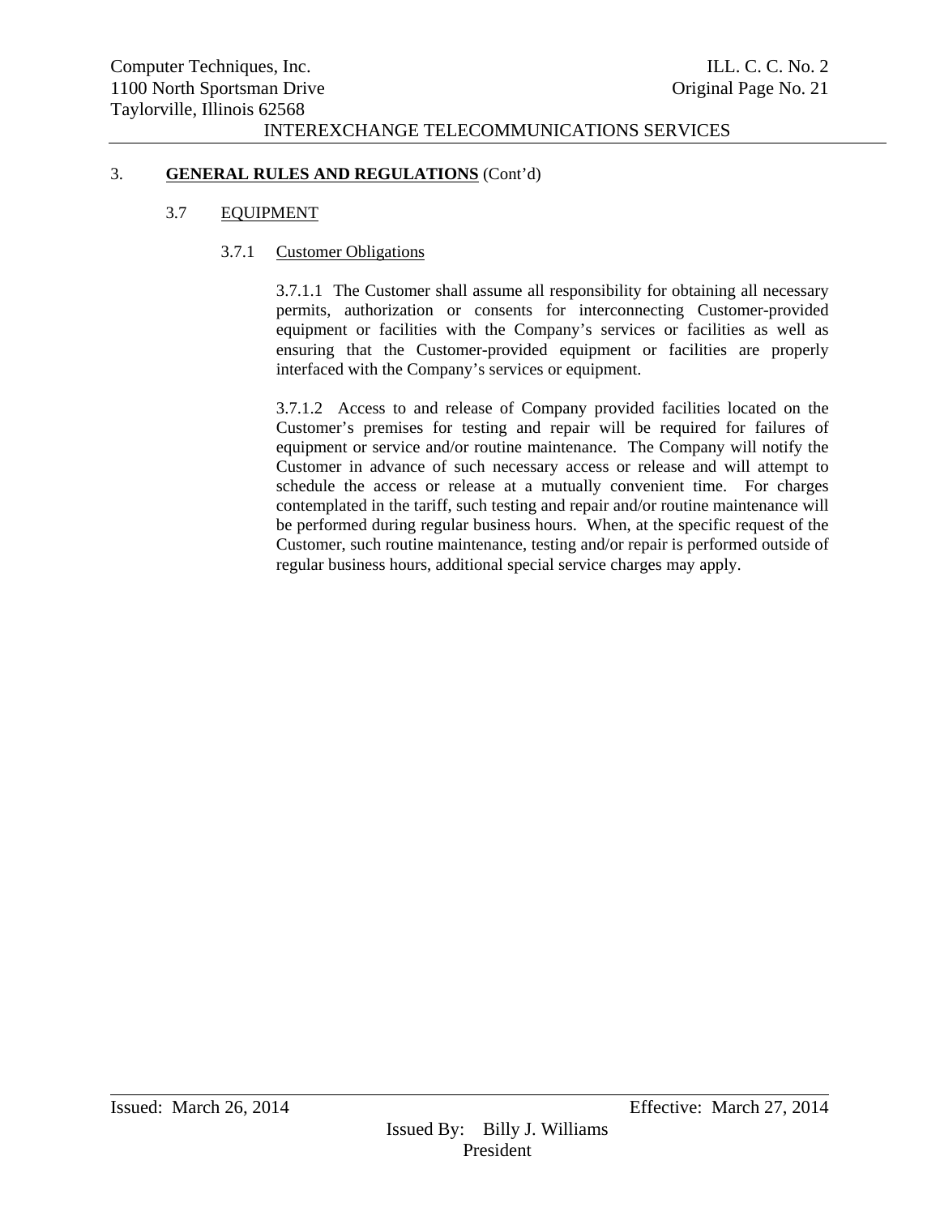## 3. **GENERAL RULES AND REGULATIONS** (Cont'd)

### 3.7 EQUIPMENT

#### 3.7.1 Customer Obligations

3.7.1.1 The Customer shall assume all responsibility for obtaining all necessary permits, authorization or consents for interconnecting Customer-provided equipment or facilities with the Company's services or facilities as well as ensuring that the Customer-provided equipment or facilities are properly interfaced with the Company's services or equipment.

3.7.1.2 Access to and release of Company provided facilities located on the Customer's premises for testing and repair will be required for failures of equipment or service and/or routine maintenance. The Company will notify the Customer in advance of such necessary access or release and will attempt to schedule the access or release at a mutually convenient time. For charges contemplated in the tariff, such testing and repair and/or routine maintenance will be performed during regular business hours. When, at the specific request of the Customer, such routine maintenance, testing and/or repair is performed outside of regular business hours, additional special service charges may apply.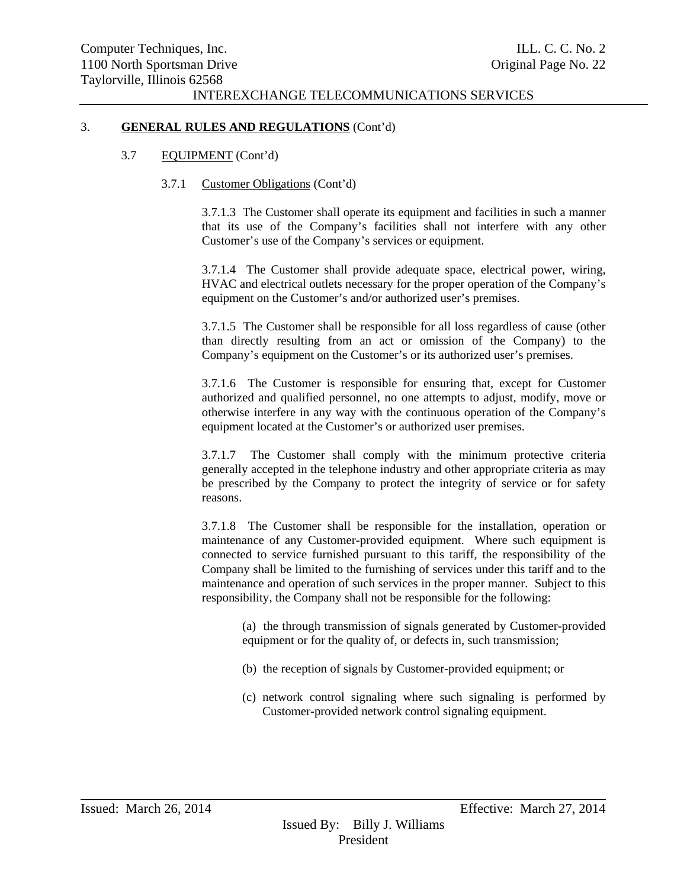3. **GENERAL RULES AND REGULATIONS** (Cont'd)

3.7 EQUIPMENT (Cont'd)

3.7.1 Customer Obligations (Cont'd)

3.7.1.3 The Customer shall operate its equipment and facilities in such a manner that its use of the Company's facilities shall not interfere with any other Customer's use of the Company's services or equipment.

3.7.1.4 The Customer shall provide adequate space, electrical power, wiring, HVAC and electrical outlets necessary for the proper operation of the Company's equipment on the Customer's and/or authorized user's premises.

3.7.1.5 The Customer shall be responsible for all loss regardless of cause (other than directly resulting from an act or omission of the Company) to the Company's equipment on the Customer's or its authorized user's premises.

3.7.1.6 The Customer is responsible for ensuring that, except for Customer authorized and qualified personnel, no one attempts to adjust, modify, move or otherwise interfere in any way with the continuous operation of the Company's equipment located at the Customer's or authorized user premises.

3.7.1.7 The Customer shall comply with the minimum protective criteria generally accepted in the telephone industry and other appropriate criteria as may be prescribed by the Company to protect the integrity of service or for safety reasons.

3.7.1.8 The Customer shall be responsible for the installation, operation or maintenance of any Customer-provided equipment. Where such equipment is connected to service furnished pursuant to this tariff, the responsibility of the Company shall be limited to the furnishing of services under this tariff and to the maintenance and operation of such services in the proper manner. Subject to this responsibility, the Company shall not be responsible for the following:

(a) the through transmission of signals generated by Customer-provided equipment or for the quality of, or defects in, such transmission;

(b) the reception of signals by Customer-provided equipment; or

(c) network control signaling where such signaling is performed by Customer-provided network control signaling equipment.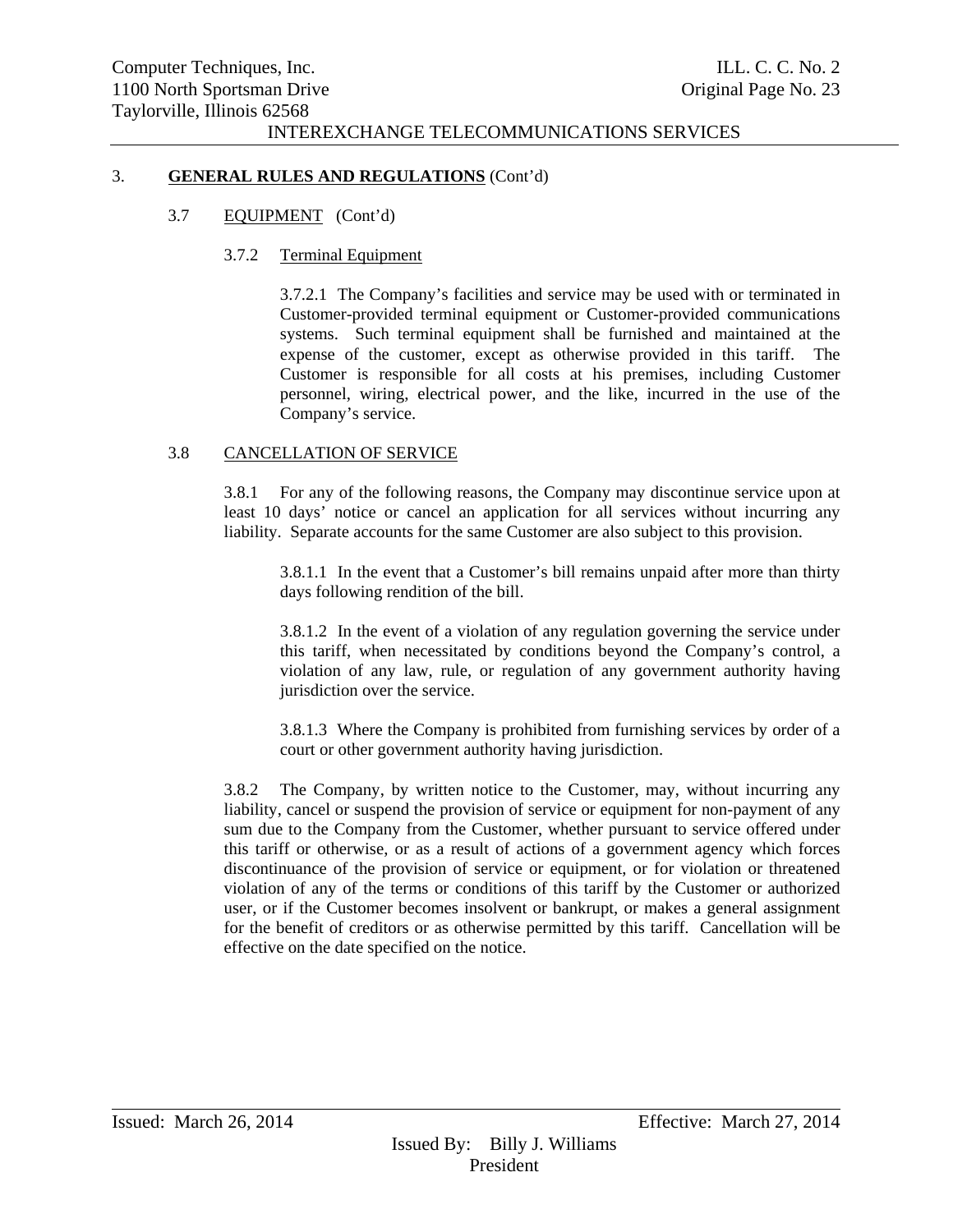## 3. **GENERAL RULES AND REGULATIONS** (Cont'd)

### 3.7 EQUIPMENT (Cont'd)

#### 3.7.2 Terminal Equipment

3.7.2.1 The Company's facilities and service may be used with or terminated in Customer-provided terminal equipment or Customer-provided communications systems. Such terminal equipment shall be furnished and maintained at the expense of the customer, except as otherwise provided in this tariff. The Customer is responsible for all costs at his premises, including Customer personnel, wiring, electrical power, and the like, incurred in the use of the Company's service.

### 3.8 CANCELLATION OF SERVICE

3.8.1 For any of the following reasons, the Company may discontinue service upon at least 10 days' notice or cancel an application for all services without incurring any liability. Separate accounts for the same Customer are also subject to this provision.

3.8.1.1 In the event that a Customer's bill remains unpaid after more than thirty days following rendition of the bill.

3.8.1.2 In the event of a violation of any regulation governing the service under this tariff, when necessitated by conditions beyond the Company's control, a violation of any law, rule, or regulation of any government authority having jurisdiction over the service.

3.8.1.3 Where the Company is prohibited from furnishing services by order of a court or other government authority having jurisdiction.

3.8.2 The Company, by written notice to the Customer, may, without incurring any liability, cancel or suspend the provision of service or equipment for non-payment of any sum due to the Company from the Customer, whether pursuant to service offered under this tariff or otherwise, or as a result of actions of a government agency which forces discontinuance of the provision of service or equipment, or for violation or threatened violation of any of the terms or conditions of this tariff by the Customer or authorized user, or if the Customer becomes insolvent or bankrupt, or makes a general assignment for the benefit of creditors or as otherwise permitted by this tariff. Cancellation will be effective on the date specified on the notice.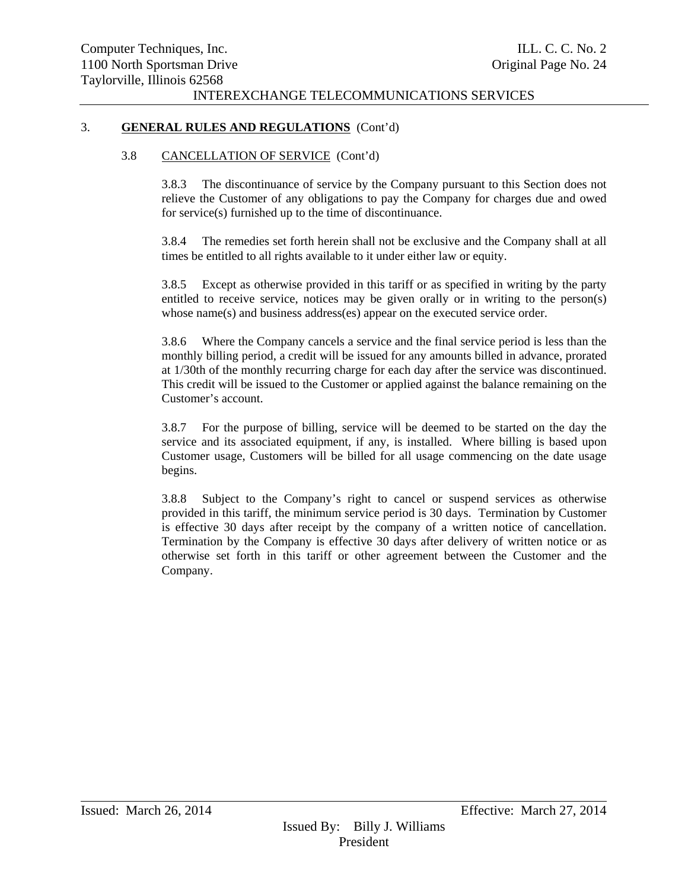## 3. GENERAL RULES AND REGULATIONS (Cont'd)

### 3.8 CANCELLATION OF SERVICE (Cont'd)

3.8.3 The discontinuance of service by the Company pursuant to this Section does not relieve the Customer of any obligations to pay the Company for charges due and owed for service(s) furnished up to the time of discontinuance.

3.8.4 The remedies set forth herein shall not be exclusive and the Company shall at all times be entitled to all rights available to it under either law or equity.

3.8.5 Except as otherwise provided in this tariff or as specified in writing by the party entitled to receive service, notices may be given orally or in writing to the person(s) whose name(s) and business address(es) appear on the executed service order.

3.8.6 Where the Company cancels a service and the final service period is less than the monthly billing period, a credit will be issued for any amounts billed in advance, prorated at 1/30th of the monthly recurring charge for each day after the service was discontinued. This credit will be issued to the Customer or applied against the balance remaining on the Customer's account.

3.8.7 For the purpose of billing, service will be deemed to be started on the day the service and its associated equipment, if any, is installed. Where billing is based upon Customer usage, Customers will be billed for all usage commencing on the date usage begins.

3.8.8 Subject to the Company's right to cancel or suspend services as otherwise provided in this tariff, the minimum service period is 30 days. Termination by Customer is effective 30 days after receipt by the company of a written notice of cancellation. Termination by the Company is effective 30 days after delivery of written notice or as otherwise set forth in this tariff or other agreement between the Customer and the Company.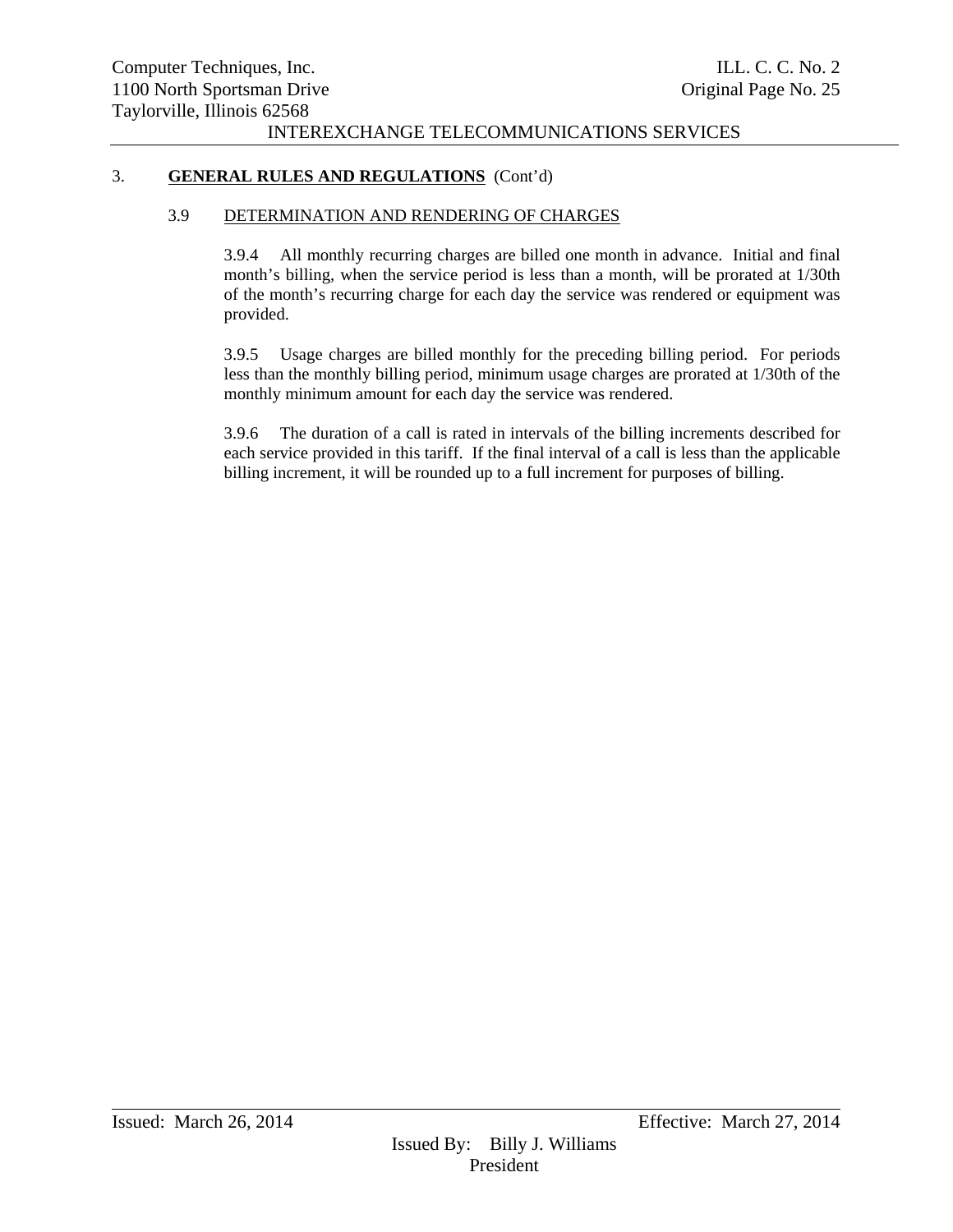## 3. **GENERAL RULES AND REGULATIONS** (Cont'd)

### 3.9 DETERMINATION AND RENDERING OF CHARGES

3.9.4 All monthly recurring charges are billed one month in advance. Initial and final month's billing, when the service period is less than a month, will be prorated at 1/30th of the month's recurring charge for each day the service was rendered or equipment was provided.

3.9.5 Usage charges are billed monthly for the preceding billing period. For periods less than the monthly billing period, minimum usage charges are prorated at 1/30th of the monthly minimum amount for each day the service was rendered.

3.9.6 The duration of a call is rated in intervals of the billing increments described for each service provided in this tariff. If the final interval of a call is less than the applicable billing increment, it will be rounded up to a full increment for purposes of billing.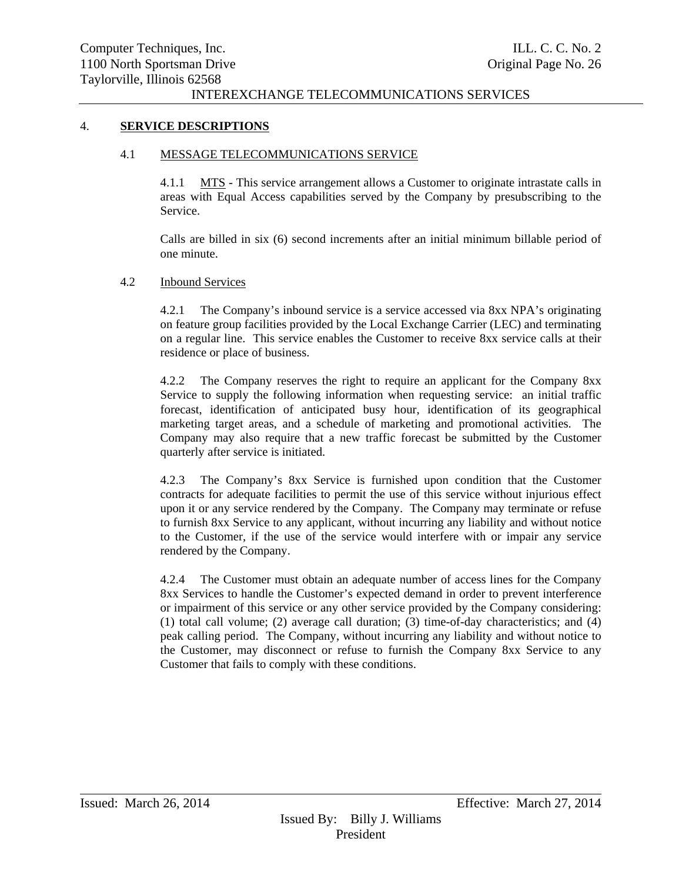## 4. SERVICE DESCRIPTIONS

### 4.1 MESSAGE TELECOMMUNICATIONS SERVICE

4.1.1 MTS - This service arrangement allows a Customer to originate intrastate calls in areas with Equal Access capabilities served by the Company by presubscribing to the Service.

Calls are billed in six (6) second increments after an initial minimum billable period of one minute.

### 4.2 Inbound Services

4.2.1 The Company's inbound service is a service accessed via 8xx NPA's originating on feature group facilities provided by the Local Exchange Carrier (LEC) and terminating on a regular line. This service enables the Customer to receive 8xx service calls at their residence or place of business.

4.2.2 The Company reserves the right to require an applicant for the Company 8xx Service to supply the following information when requesting service: an initial traffic forecast, identification of anticipated busy hour, identification of its geographical marketing target areas, and a schedule of marketing and promotional activities. The Company may also require that a new traffic forecast be submitted by the Customer quarterly after service is initiated.

4.2.3 The Company's 8xx Service is furnished upon condition that the Customer contracts for adequate facilities to permit the use of this service without injurious effect upon it or any service rendered by the Company. The Company may terminate or refuse to furnish 8xx Service to any applicant, without incurring any liability and without notice to the Customer, if the use of the service would interfere with or impair any service rendered by the Company.

4.2.4 The Customer must obtain an adequate number of access lines for the Company 8xx Services to handle the Customer's expected demand in order to prevent interference or impairment of this service or any other service provided by the Company considering: (1) total call volume; (2) average call duration; (3) time-of-day characteristics; and (4) peak calling period. The Company, without incurring any liability and without notice to the Customer, may disconnect or refuse to furnish the Company 8xx Service to any Customer that fails to comply with these conditions.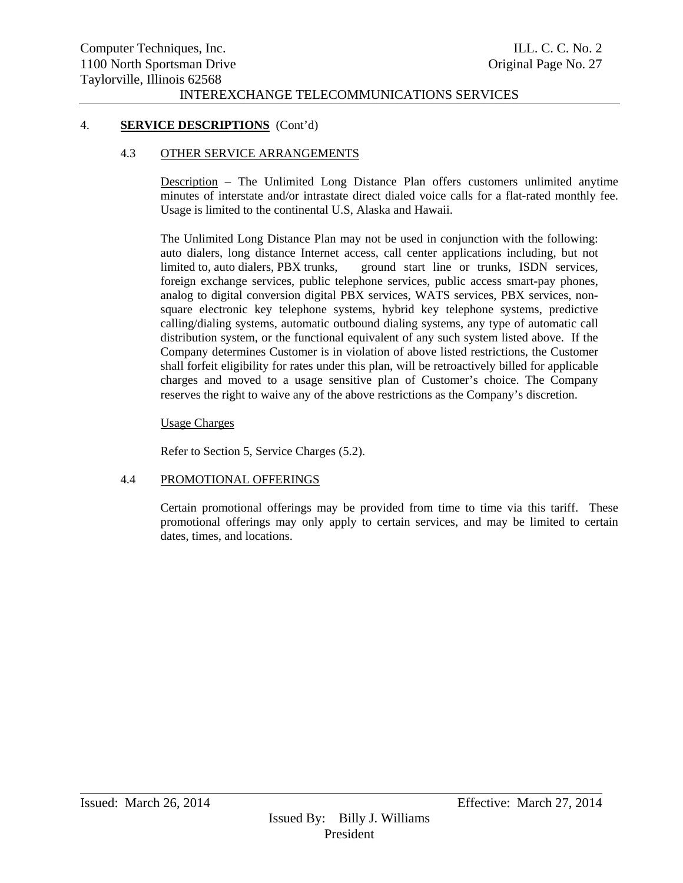## 4. **SERVICE DESCRIPTIONS** (Cont'd)

### 4.3 OTHER SERVICE ARRANGEMENTS

Description – The Unlimited Long Distance Plan offers customers unlimited anytime minutes of interstate and/or intrastate direct dialed voice calls for a flat-rated monthly fee. Usage is limited to the continental U.S, Alaska and Hawaii.

The Unlimited Long Distance Plan may not be used in conjunction with the following: auto dialers, long distance Internet access, call center applications including, but not limited to, auto dialers, PBX trunks, ground start line or trunks, ISDN services, foreign exchange services, public telephone services, public access smart-pay phones, analog to digital conversion digital PBX services, WATS services, PBX services, non-square electronic key telephone systems, hybrid key telephone systems, predictive calling/dialing systems, automatic outbound dialing systems, any type of automatic call distribution system, or the functional equivalent of any such system listed above. If the Company determines Customer is in violation of above listed restrictions, the Customer shall forfeit eligibility for rates under this plan, will be retroactively billed for applicable charges and moved to a usage sensitive plan of Customer's choice. The Company reserves the right to waive any of the above restrictions as the Company's discretion.

Usage Charges

Refer to Section 5, Service Charges (5.2).

### 4.4 PROMOTIONAL OFFERINGS

Certain promotional offerings may be provided from time to time via this tariff. These promotional offerings may only apply to certain services, and may be limited to certain dates, times, and locations.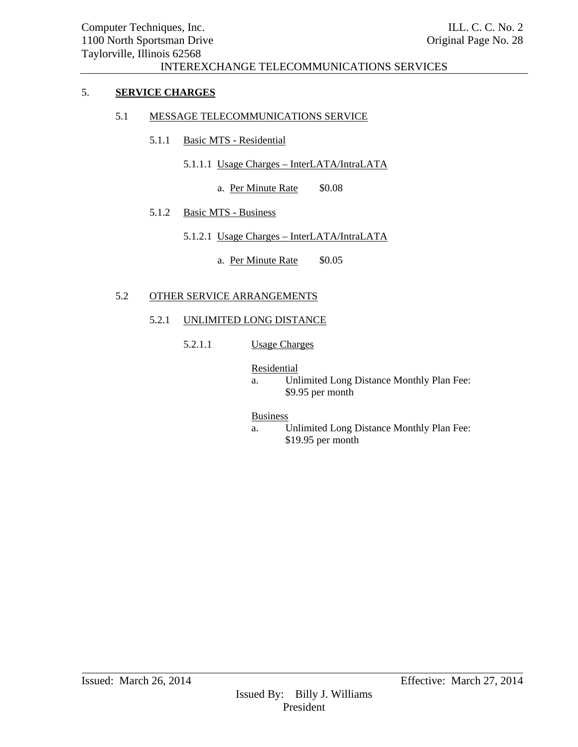# 5. SERVICE CHARGES

## 5.1 MESSAGE TELECOMMUNICATIONS SERVICE

### 5.1.1 Basic MTS - Residential

5.1.1.1 Usage Charges – InterLATA/IntraLATA

a. Per Minute Rate $0.08

### 5.1.2 Basic MTS - Business

5.1.2.1 Usage Charges – InterLATA/IntraLATA

a. Per Minute Rate $0.05

## 5.2 OTHER SERVICE ARRANGEMENTS

### 5.2.1 UNLIMITED LONG DISTANCE

5.2.1.1 Usage Charges

Residential

a. Unlimited Long Distance Monthly Plan Fee: $9.95 per month

Business

a. Unlimited Long Distance Monthly Plan Fee: $19.95 per month